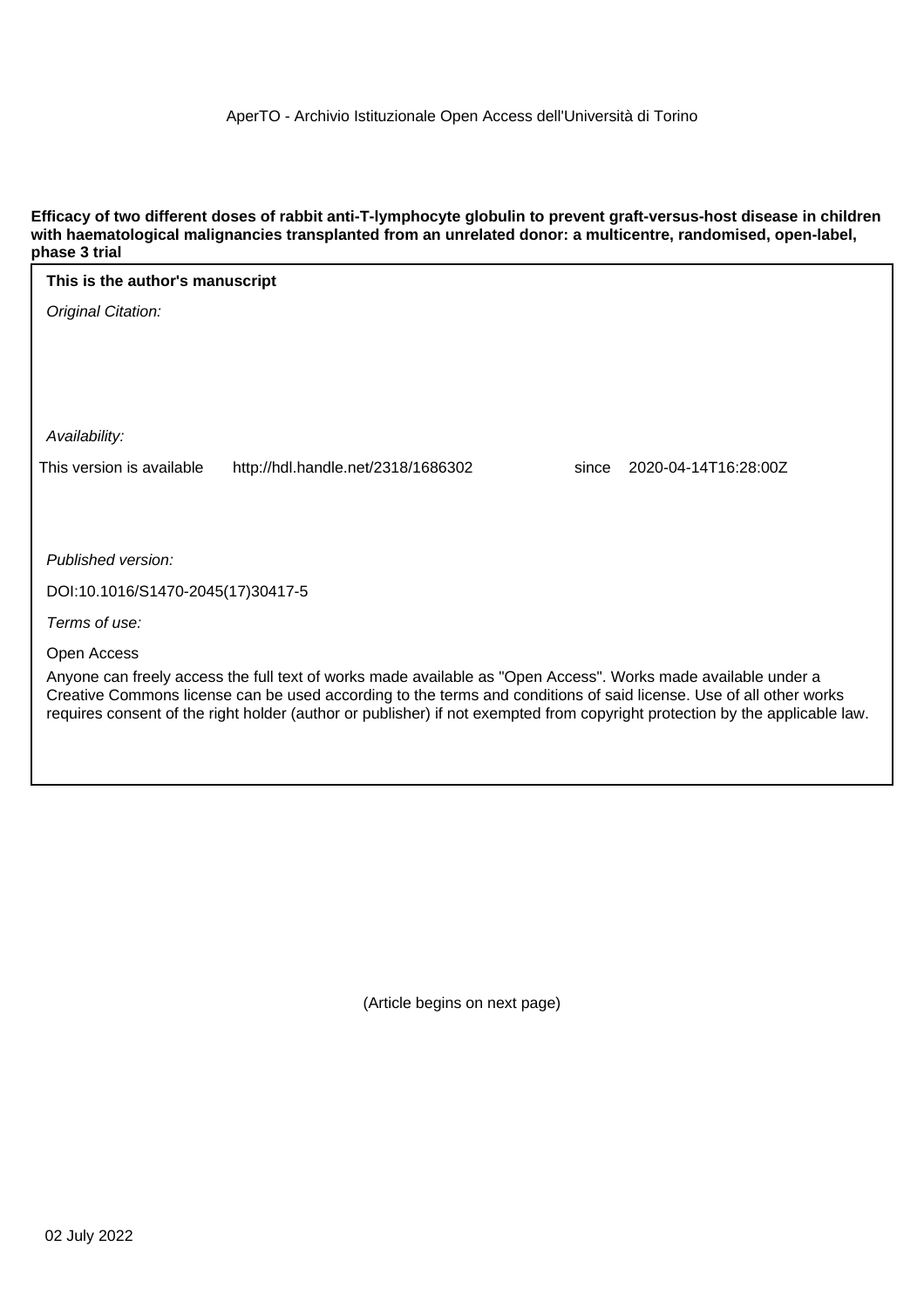AperTO - Archivio Istituzionale Open Access dell'Università di Torino

**Efficacy of two different doses of rabbit anti-T-lymphocyte globulin to prevent graft-versus-host disease in children with haematological malignancies transplanted from an unrelated donor: a multicentre, randomised, open-label, phase 3 trial**

**This is the author's manuscript**

*Original Citation:*

*Availability:*

This version is available http://hdl.handle.net/2318/1686302 since 2020-04-14T16:28:00Z

*Published version:*

DOI:10.1016/S1470-2045(17)30417-5

*Terms of use:*

Open Access

Anyone can freely access the full text of works made available as "Open Access". Works made available under a Creative Commons license can be used according to the terms and conditions of said license. Use of all other works requires consent of the right holder (author or publisher) if not exempted from copyright protection by the applicable law.

(Article begins on next page)

02 July 2022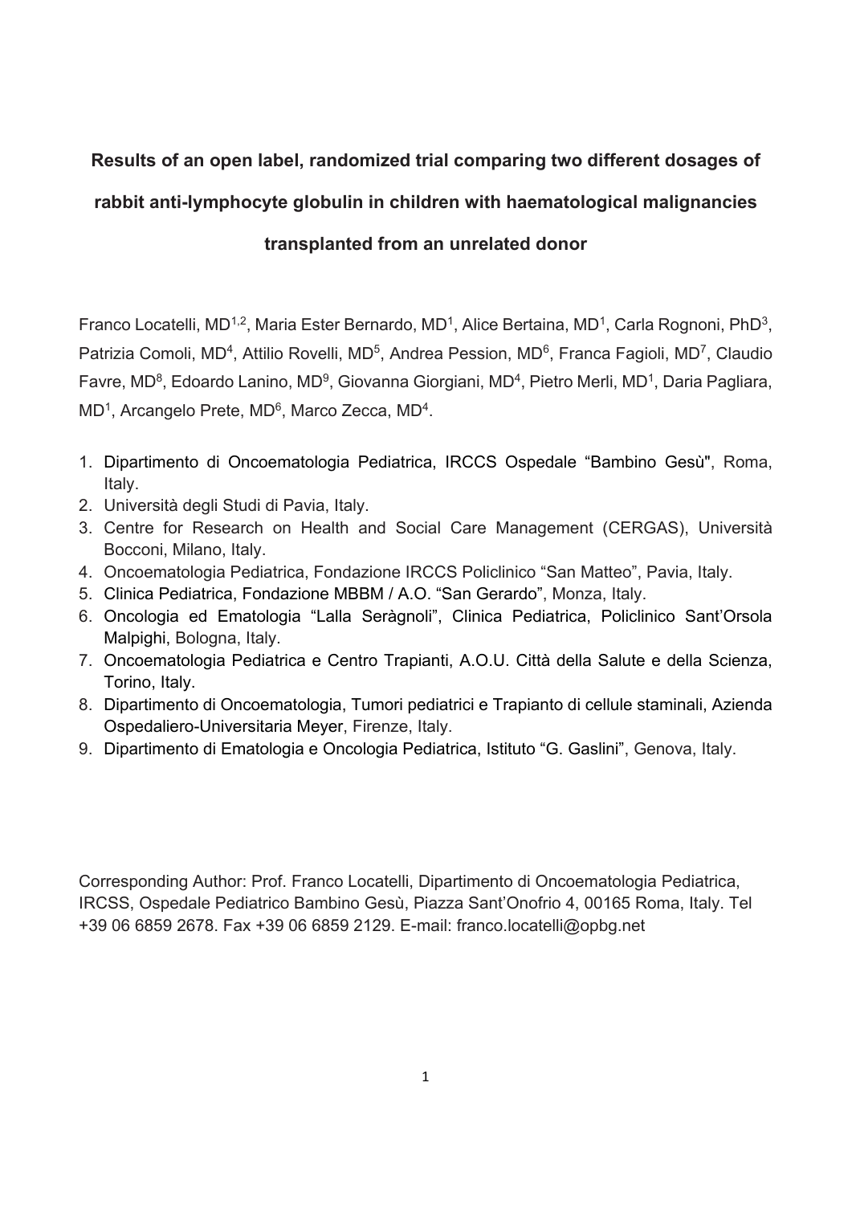# Results of an open label, randomized trial comparing two different dosages of rabbit anti-lymphocyte globulin in children with haematological malignancies transplanted from an unrelated donor

Franco Locatelli, MD[1,2], Maria Ester Bernardo, MD[1], Alice Bertaina, MD[1], Carla Rognoni, PhD[3], Patrizia Comoli, MD[4], Attilio Rovelli, MD[5], Andrea Pession, MD[6], Franca Fagioli, MD[7], Claudio Favre, MD[8], Edoardo Lanino, MD[9], Giovanna Giorgiani, MD[4], Pietro Merli, MD[1], Daria Pagliara, MD[1], Arcangelo Prete, MD[6], Marco Zecca, MD[4].

1. Dipartimento di Oncoematologia Pediatrica, IRCCS Ospedale "Bambino Gesù", Roma, Italy.
2. Università degli Studi di Pavia, Italy.
3. Centre for Research on Health and Social Care Management (CERGAS), Università Bocconi, Milano, Italy.
4. Oncoematologia Pediatrica, Fondazione IRCCS Policlinico "San Matteo", Pavia, Italy.
5. Clinica Pediatrica, Fondazione MBBM / A.O. "San Gerardo", Monza, Italy.
6. Oncologia ed Ematologia "Lalla Seràgnoli", Clinica Pediatrica, Policlinico Sant'Orsola Malpighi, Bologna, Italy.
7. Oncoematologia Pediatrica e Centro Trapianti, A.O.U. Città della Salute e della Scienza, Torino, Italy.
8. Dipartimento di Oncoematologia, Tumori pediatrici e Trapianto di cellule staminali, Azienda Ospedaliero-Universitaria Meyer, Firenze, Italy.
9. Dipartimento di Ematologia e Oncologia Pediatrica, Istituto "G. Gaslini", Genova, Italy.

Corresponding Author: Prof. Franco Locatelli, Dipartimento di Oncoematologia Pediatrica, IRCSS, Ospedale Pediatrico Bambino Gesù, Piazza Sant'Onofrio 4, 00165 Roma, Italy. Tel +39 06 6859 2678. Fax +39 06 6859 2129. E-mail: franco.locatelli@opbg.net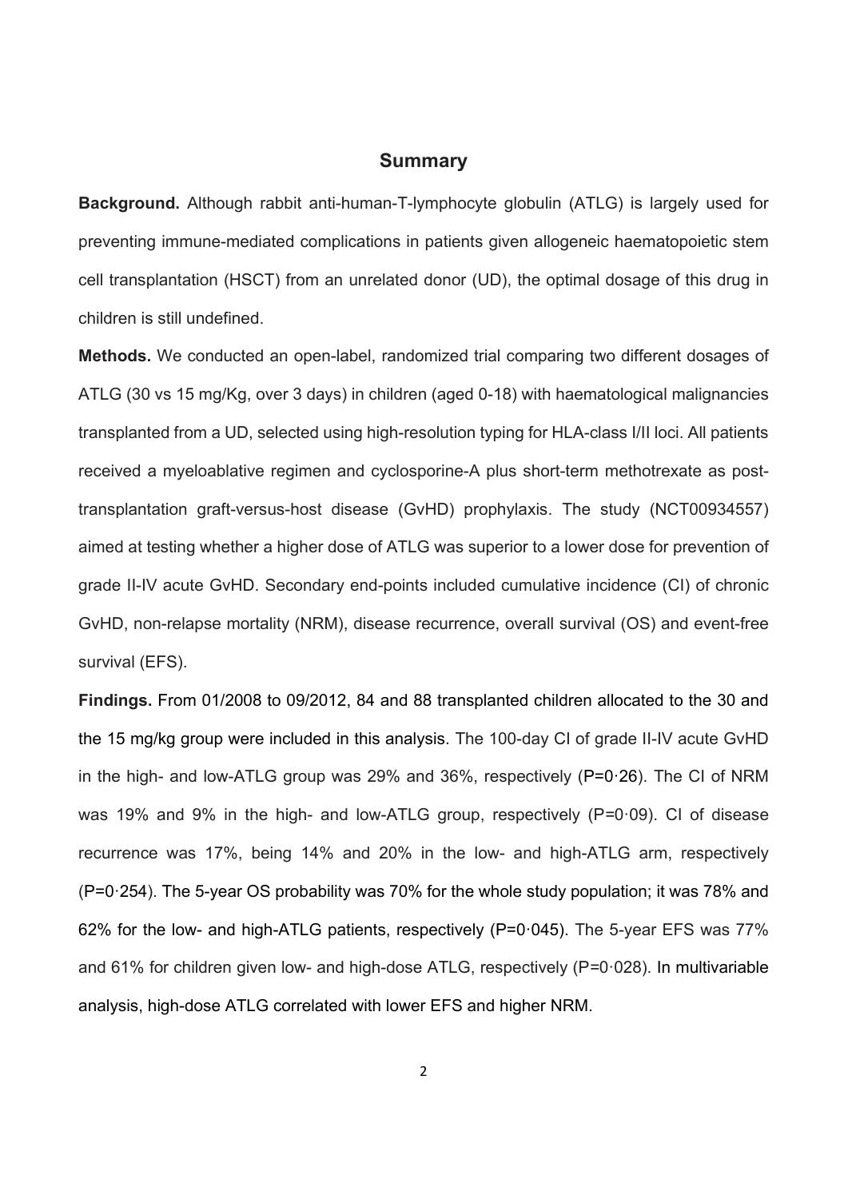## Summary

**Background.** Although rabbit anti-human-T-lymphocyte globulin (ATLG) is largely used for preventing immune-mediated complications in patients given allogeneic haematopoietic stem cell transplantation (HSCT) from an unrelated donor (UD), the optimal dosage of this drug in children is still undefined.

**Methods.** We conducted an open-label, randomized trial comparing two different dosages of ATLG (30 vs 15 mg/Kg, over 3 days) in children (aged 0-18) with haematological malignancies transplanted from a UD, selected using high-resolution typing for HLA-class I/II loci. All patients received a myeloablative regimen and cyclosporine-A plus short-term methotrexate as post-transplantation graft-versus-host disease (GvHD) prophylaxis. The study (NCT00934557) aimed at testing whether a higher dose of ATLG was superior to a lower dose for prevention of grade II-IV acute GvHD. Secondary end-points included cumulative incidence (CI) of chronic GvHD, non-relapse mortality (NRM), disease recurrence, overall survival (OS) and event-free survival (EFS).

**Findings.** From 01/2008 to 09/2012, 84 and 88 transplanted children allocated to the 30 and the 15 mg/kg group were included in this analysis. The 100-day CI of grade II-IV acute GvHD in the high- and low-ATLG group was 29% and 36%, respectively (P=0·26). The CI of NRM was 19% and 9% in the high- and low-ATLG group, respectively (P=0·09). CI of disease recurrence was 17%, being 14% and 20% in the low- and high-ATLG arm, respectively (P=0·254). The 5-year OS probability was 70% for the whole study population; it was 78% and 62% for the low- and high-ATLG patients, respectively (P=0·045). The 5-year EFS was 77% and 61% for children given low- and high-dose ATLG, respectively (P=0·028). In multivariable analysis, high-dose ATLG correlated with lower EFS and higher NRM.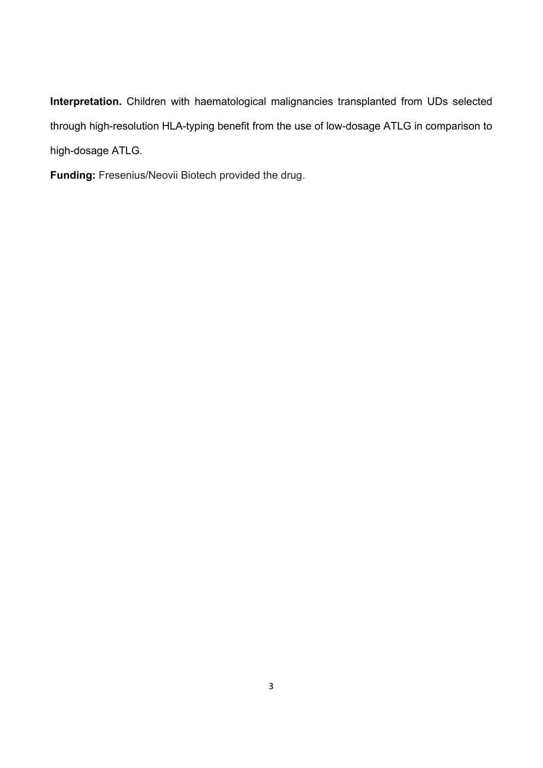**Interpretation.** Children with haematological malignancies transplanted from UDs selected through high-resolution HLA-typing benefit from the use of low-dosage ATLG in comparison to high-dosage ATLG.

**Funding:** Fresenius/Neovii Biotech provided the drug.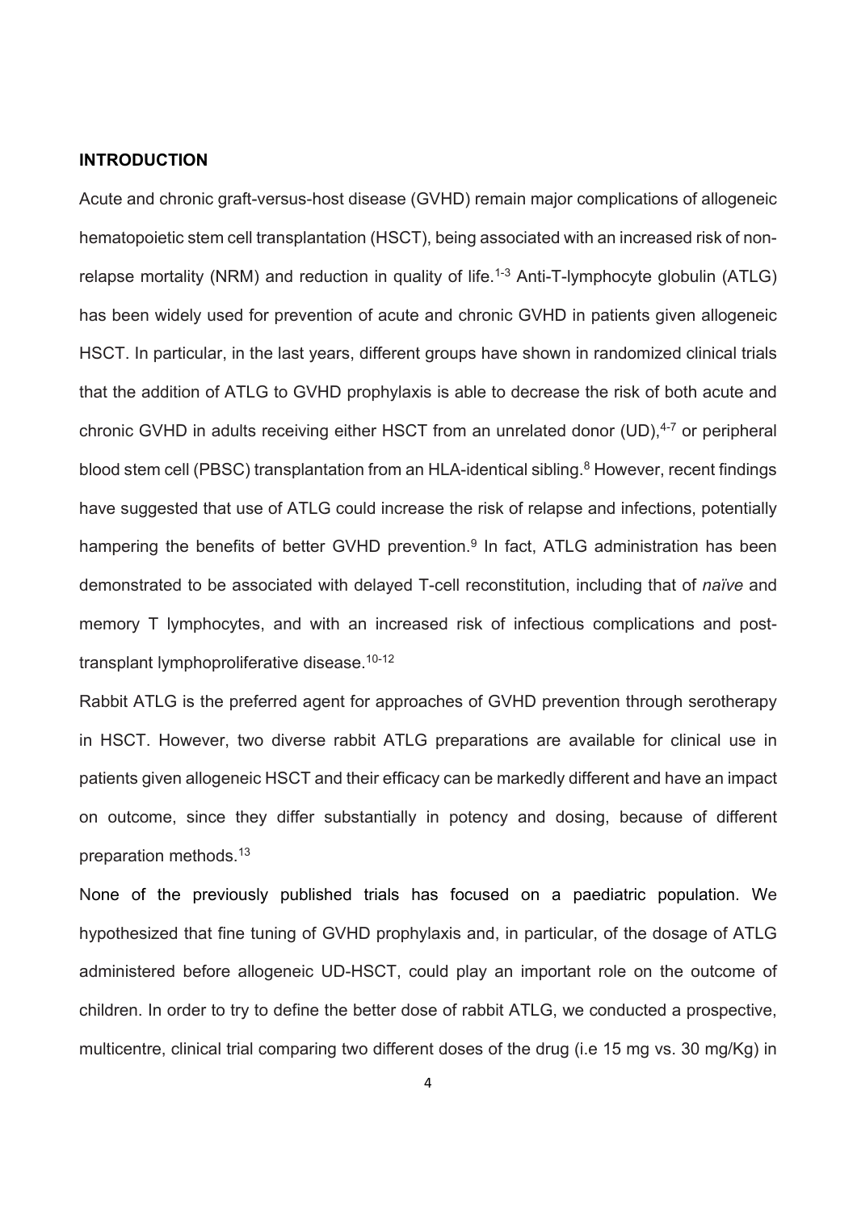## INTRODUCTION

Acute and chronic graft-versus-host disease (GVHD) remain major complications of allogeneic hematopoietic stem cell transplantation (HSCT), being associated with an increased risk of non-relapse mortality (NRM) and reduction in quality of life.[1-3] Anti-T-lymphocyte globulin (ATLG) has been widely used for prevention of acute and chronic GVHD in patients given allogeneic HSCT. In particular, in the last years, different groups have shown in randomized clinical trials that the addition of ATLG to GVHD prophylaxis is able to decrease the risk of both acute and chronic GVHD in adults receiving either HSCT from an unrelated donor (UD),[4-7] or peripheral blood stem cell (PBSC) transplantation from an HLA-identical sibling.[8] However, recent findings have suggested that use of ATLG could increase the risk of relapse and infections, potentially hampering the benefits of better GVHD prevention.[9] In fact, ATLG administration has been demonstrated to be associated with delayed T-cell reconstitution, including that of *naïve* and memory T lymphocytes, and with an increased risk of infectious complications and post-transplant lymphoproliferative disease.[10-12]

Rabbit ATLG is the preferred agent for approaches of GVHD prevention through serotherapy in HSCT. However, two diverse rabbit ATLG preparations are available for clinical use in patients given allogeneic HSCT and their efficacy can be markedly different and have an impact on outcome, since they differ substantially in potency and dosing, because of different preparation methods.[13]

None of the previously published trials has focused on a paediatric population. We hypothesized that fine tuning of GVHD prophylaxis and, in particular, of the dosage of ATLG administered before allogeneic UD-HSCT, could play an important role on the outcome of children. In order to try to define the better dose of rabbit ATLG, we conducted a prospective, multicentre, clinical trial comparing two different doses of the drug (i.e 15 mg vs. 30 mg/Kg) in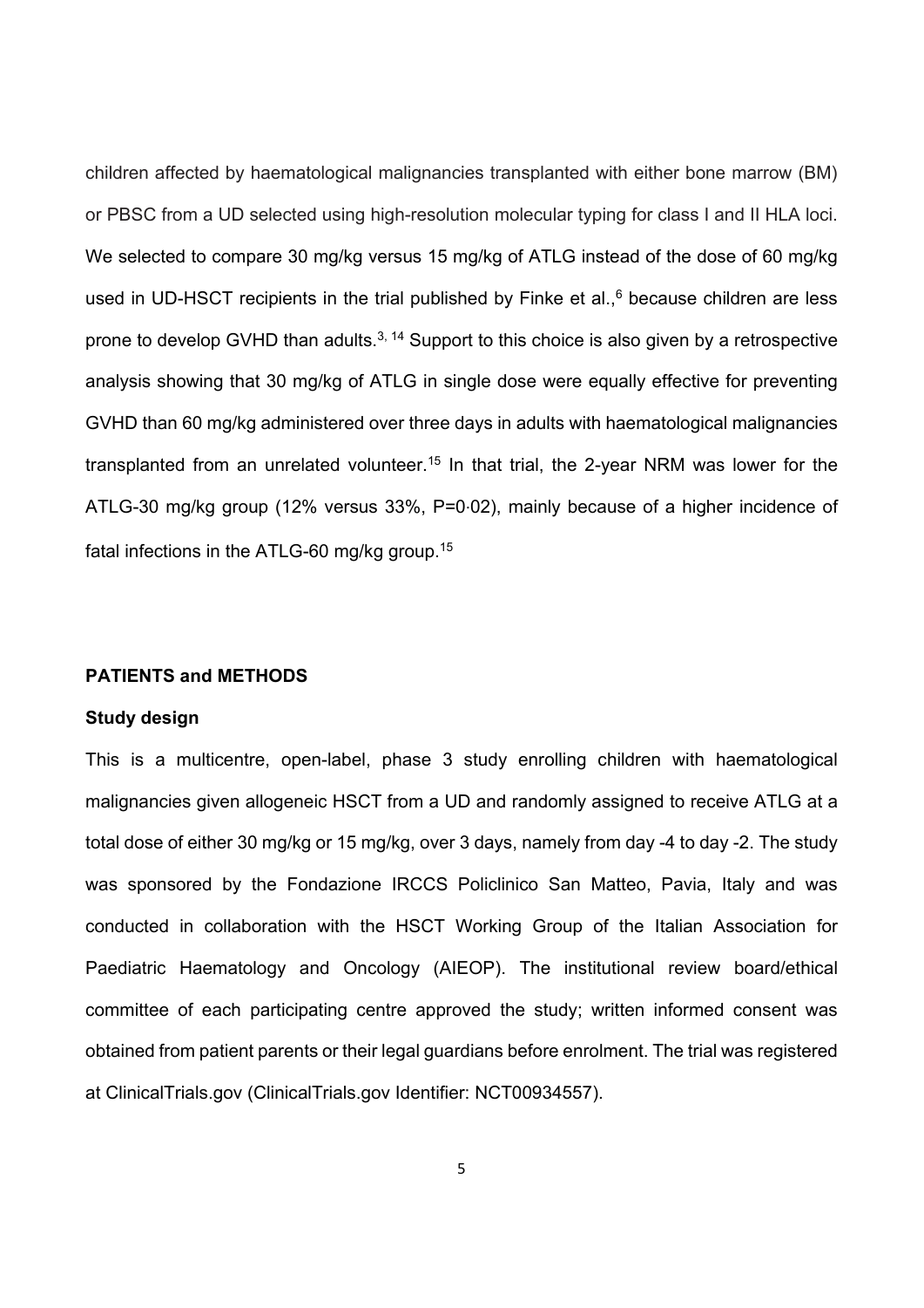children affected by haematological malignancies transplanted with either bone marrow (BM) or PBSC from a UD selected using high-resolution molecular typing for class I and II HLA loci. We selected to compare 30 mg/kg versus 15 mg/kg of ATLG instead of the dose of 60 mg/kg used in UD-HSCT recipients in the trial published by Finke et al.,[6] because children are less prone to develop GVHD than adults.[3, 14] Support to this choice is also given by a retrospective analysis showing that 30 mg/kg of ATLG in single dose were equally effective for preventing GVHD than 60 mg/kg administered over three days in adults with haematological malignancies transplanted from an unrelated volunteer.[15] In that trial, the 2-year NRM was lower for the ATLG-30 mg/kg group (12% versus 33%, P=0·02), mainly because of a higher incidence of fatal infections in the ATLG-60 mg/kg group.[15]

## PATIENTS and METHODS

### Study design

This is a multicentre, open-label, phase 3 study enrolling children with haematological malignancies given allogeneic HSCT from a UD and randomly assigned to receive ATLG at a total dose of either 30 mg/kg or 15 mg/kg, over 3 days, namely from day -4 to day -2. The study was sponsored by the Fondazione IRCCS Policlinico San Matteo, Pavia, Italy and was conducted in collaboration with the HSCT Working Group of the Italian Association for Paediatric Haematology and Oncology (AIEOP). The institutional review board/ethical committee of each participating centre approved the study; written informed consent was obtained from patient parents or their legal guardians before enrolment. The trial was registered at ClinicalTrials.gov (ClinicalTrials.gov Identifier: NCT00934557).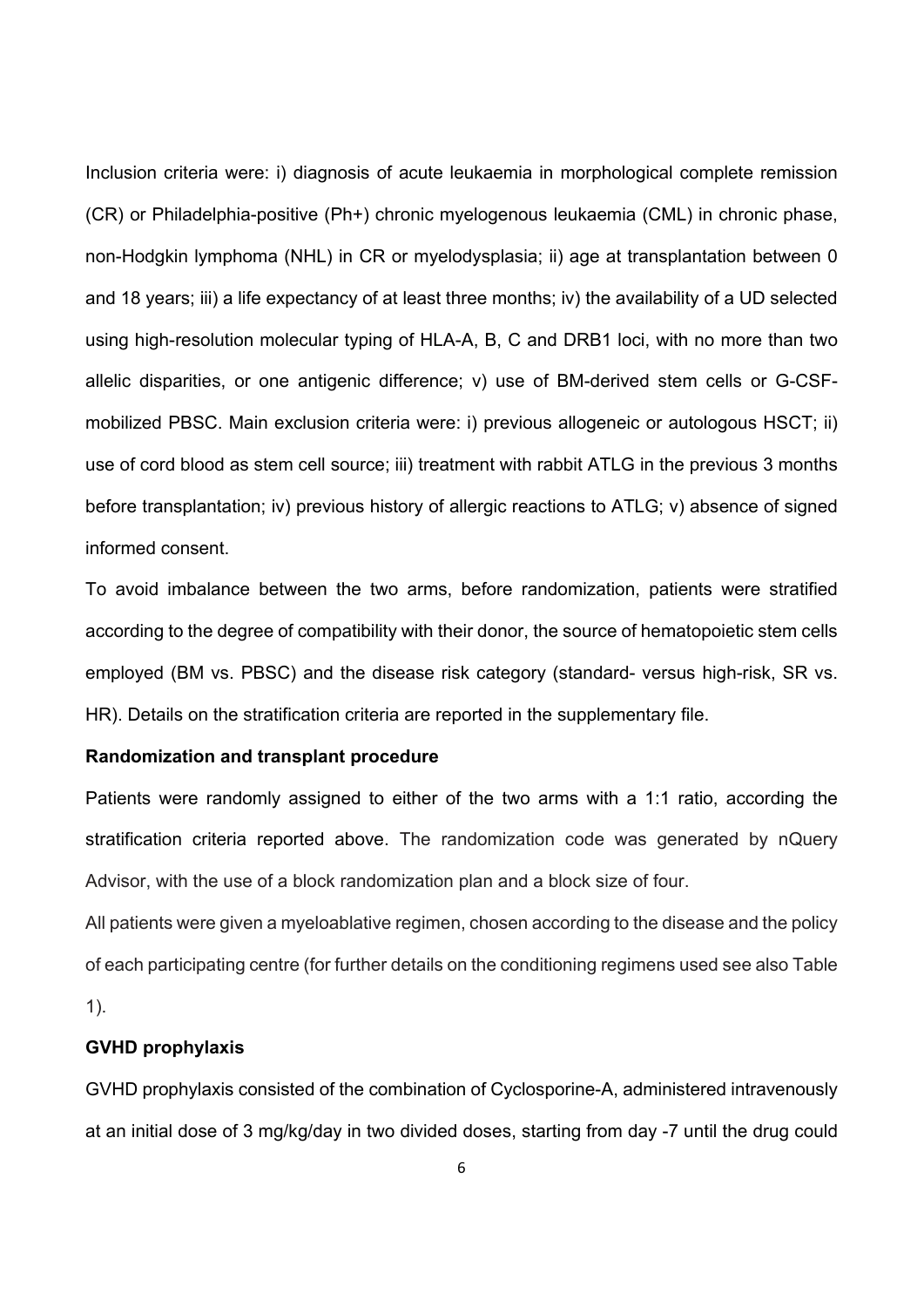Inclusion criteria were: i) diagnosis of acute leukaemia in morphological complete remission (CR) or Philadelphia-positive (Ph+) chronic myelogenous leukaemia (CML) in chronic phase, non-Hodgkin lymphoma (NHL) in CR or myelodysplasia; ii) age at transplantation between 0 and 18 years; iii) a life expectancy of at least three months; iv) the availability of a UD selected using high-resolution molecular typing of HLA-A, B, C and DRB1 loci, with no more than two allelic disparities, or one antigenic difference; v) use of BM-derived stem cells or G-CSF-mobilized PBSC. Main exclusion criteria were: i) previous allogeneic or autologous HSCT; ii) use of cord blood as stem cell source; iii) treatment with rabbit ATLG in the previous 3 months before transplantation; iv) previous history of allergic reactions to ATLG; v) absence of signed informed consent.

To avoid imbalance between the two arms, before randomization, patients were stratified according to the degree of compatibility with their donor, the source of hematopoietic stem cells employed (BM vs. PBSC) and the disease risk category (standard- versus high-risk, SR vs. HR). Details on the stratification criteria are reported in the supplementary file.

**Randomization and transplant procedure**

Patients were randomly assigned to either of the two arms with a 1:1 ratio, according the stratification criteria reported above. The randomization code was generated by nQuery Advisor, with the use of a block randomization plan and a block size of four.

All patients were given a myeloablative regimen, chosen according to the disease and the policy of each participating centre (for further details on the conditioning regimens used see also Table 1).

**GVHD prophylaxis**

GVHD prophylaxis consisted of the combination of Cyclosporine-A, administered intravenously at an initial dose of 3 mg/kg/day in two divided doses, starting from day -7 until the drug could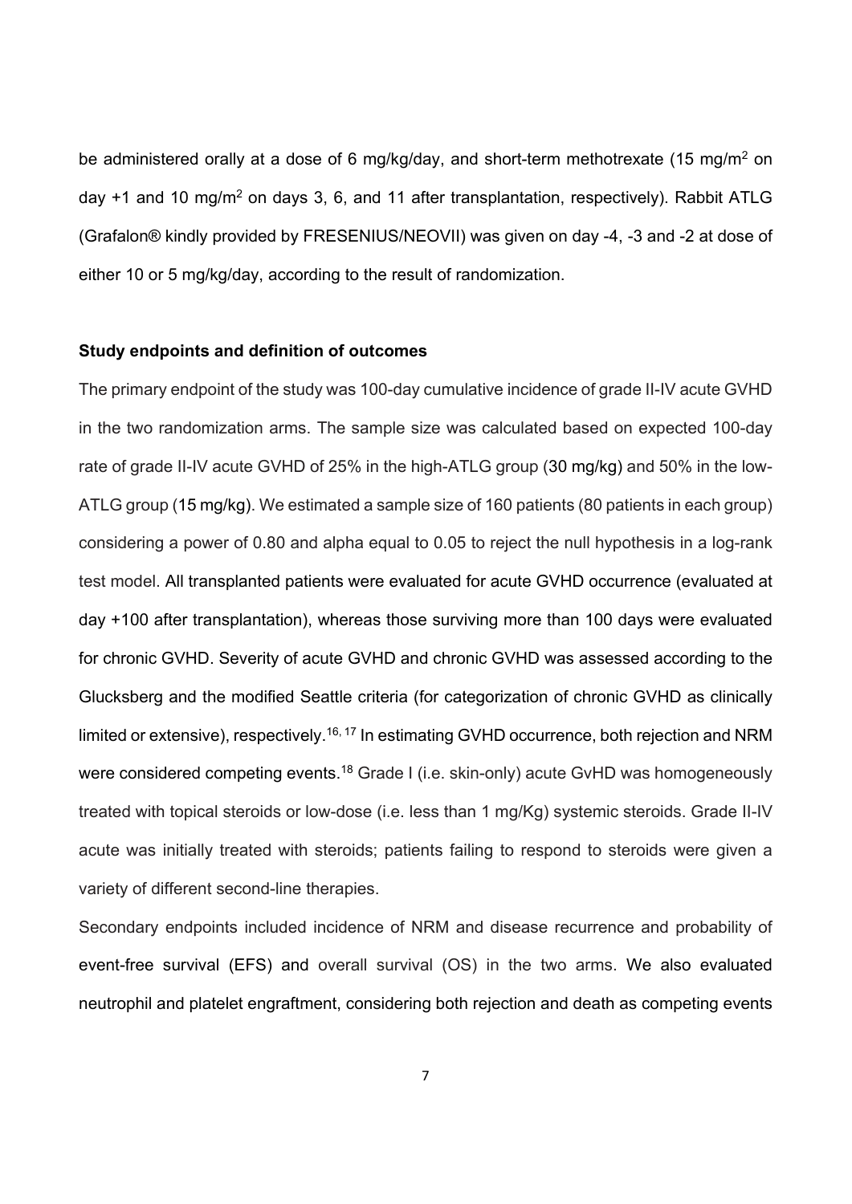be administered orally at a dose of 6 mg/kg/day, and short-term methotrexate (15 mg/m$^2$ on day +1 and 10 mg/m$^2$ on days 3, 6, and 11 after transplantation, respectively). Rabbit ATLG (Grafalon® kindly provided by FRESENIUS/NEOVII) was given on day -4, -3 and -2 at dose of either 10 or 5 mg/kg/day, according to the result of randomization.

**Study endpoints and definition of outcomes**

The primary endpoint of the study was 100-day cumulative incidence of grade II-IV acute GVHD in the two randomization arms. The sample size was calculated based on expected 100-day rate of grade II-IV acute GVHD of 25% in the high-ATLG group (30 mg/kg) and 50% in the low-ATLG group (15 mg/kg). We estimated a sample size of 160 patients (80 patients in each group) considering a power of 0.80 and alpha equal to 0.05 to reject the null hypothesis in a log-rank test model. All transplanted patients were evaluated for acute GVHD occurrence (evaluated at day +100 after transplantation), whereas those surviving more than 100 days were evaluated for chronic GVHD. Severity of acute GVHD and chronic GVHD was assessed according to the Glucksberg and the modified Seattle criteria (for categorization of chronic GVHD as clinically limited or extensive), respectively.[16, 17] In estimating GVHD occurrence, both rejection and NRM were considered competing events.[18] Grade I (i.e. skin-only) acute GvHD was homogeneously treated with topical steroids or low-dose (i.e. less than 1 mg/Kg) systemic steroids. Grade II-IV acute was initially treated with steroids; patients failing to respond to steroids were given a variety of different second-line therapies.

Secondary endpoints included incidence of NRM and disease recurrence and probability of event-free survival (EFS) and overall survival (OS) in the two arms. We also evaluated neutrophil and platelet engraftment, considering both rejection and death as competing events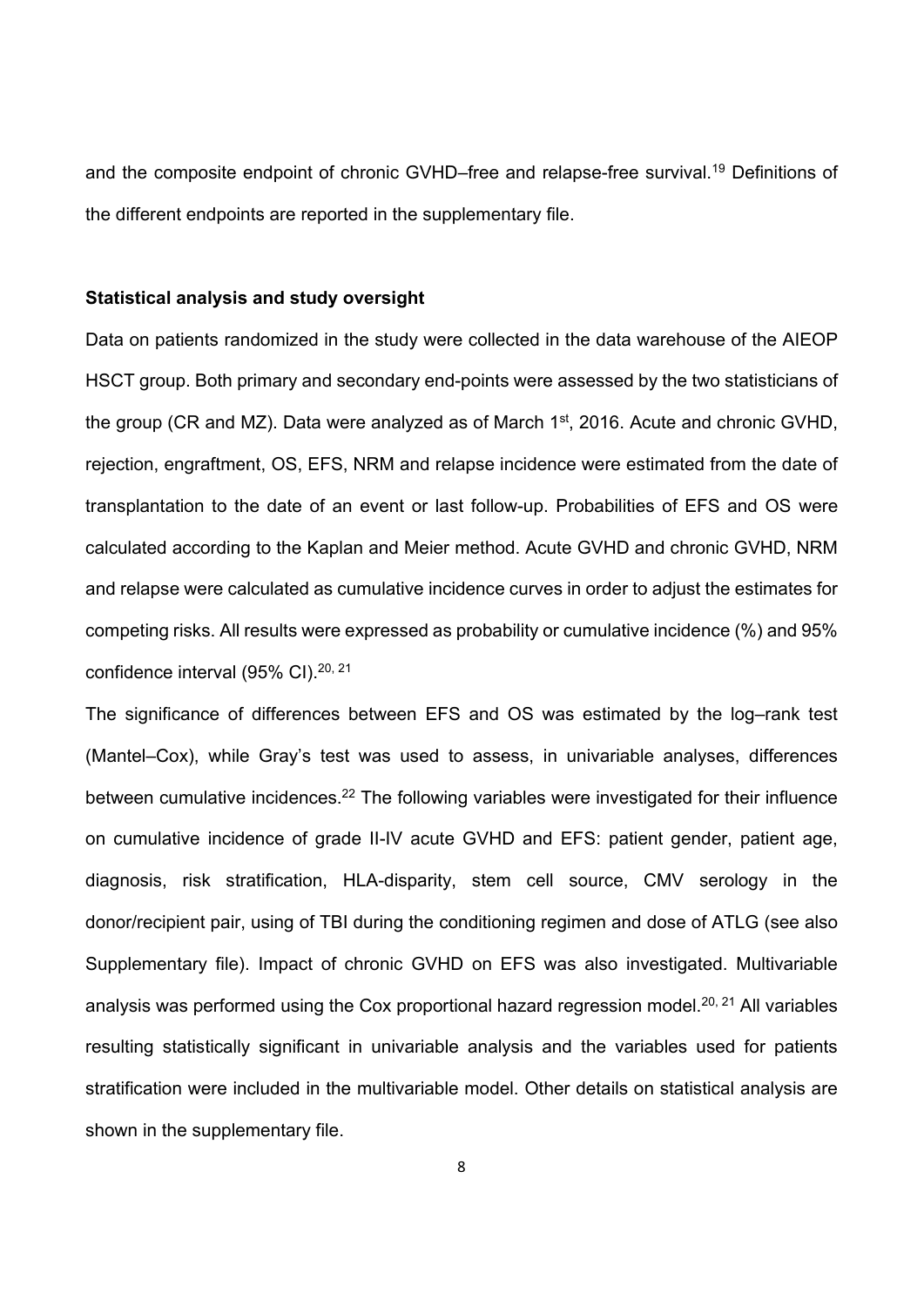and the composite endpoint of chronic GVHD–free and relapse-free survival.[19] Definitions of the different endpoints are reported in the supplementary file.

**Statistical analysis and study oversight**

Data on patients randomized in the study were collected in the data warehouse of the AIEOP HSCT group. Both primary and secondary end-points were assessed by the two statisticians of the group (CR and MZ). Data were analyzed as of March 1st, 2016. Acute and chronic GVHD, rejection, engraftment, OS, EFS, NRM and relapse incidence were estimated from the date of transplantation to the date of an event or last follow-up. Probabilities of EFS and OS were calculated according to the Kaplan and Meier method. Acute GVHD and chronic GVHD, NRM and relapse were calculated as cumulative incidence curves in order to adjust the estimates for competing risks. All results were expressed as probability or cumulative incidence (%) and 95% confidence interval (95% CI).[20, 21]

The significance of differences between EFS and OS was estimated by the log–rank test (Mantel–Cox), while Gray's test was used to assess, in univariable analyses, differences between cumulative incidences.[22] The following variables were investigated for their influence on cumulative incidence of grade II-IV acute GVHD and EFS: patient gender, patient age, diagnosis, risk stratification, HLA-disparity, stem cell source, CMV serology in the donor/recipient pair, using of TBI during the conditioning regimen and dose of ATLG (see also Supplementary file). Impact of chronic GVHD on EFS was also investigated. Multivariable analysis was performed using the Cox proportional hazard regression model.[20, 21] All variables resulting statistically significant in univariable analysis and the variables used for patients stratification were included in the multivariable model. Other details on statistical analysis are shown in the supplementary file.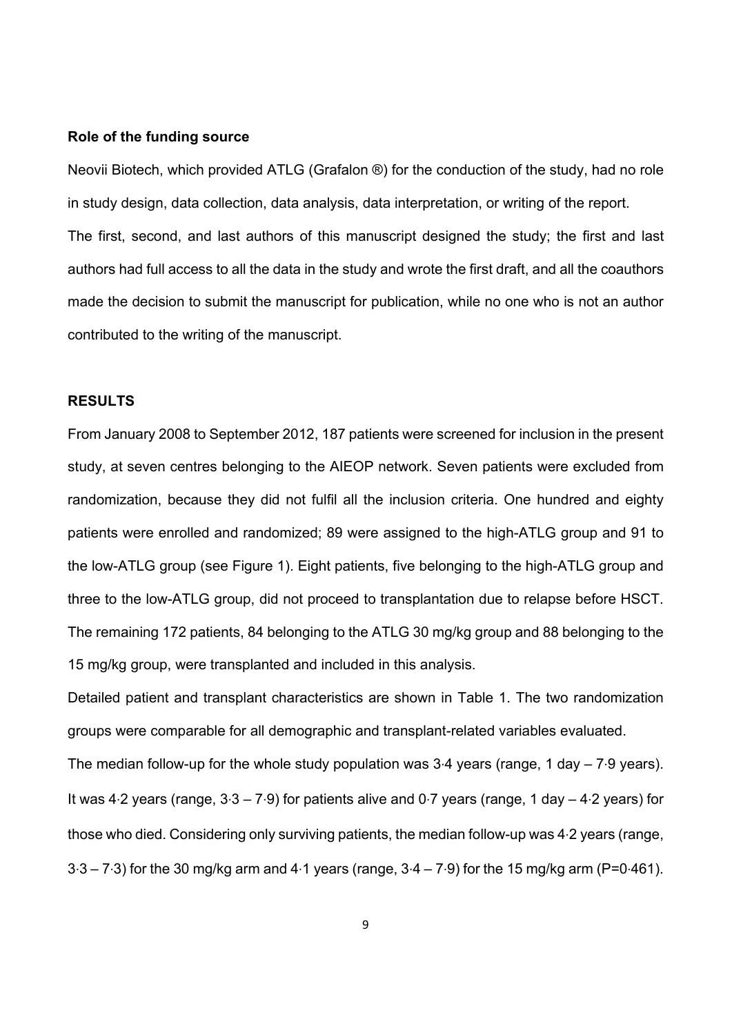### Role of the funding source

Neovii Biotech, which provided ATLG (Grafalon ®) for the conduction of the study, had no role in study design, data collection, data analysis, data interpretation, or writing of the report.

The first, second, and last authors of this manuscript designed the study; the first and last authors had full access to all the data in the study and wrote the first draft, and all the coauthors made the decision to submit the manuscript for publication, while no one who is not an author contributed to the writing of the manuscript.

## RESULTS

From January 2008 to September 2012, 187 patients were screened for inclusion in the present study, at seven centres belonging to the AIEOP network. Seven patients were excluded from randomization, because they did not fulfil all the inclusion criteria. One hundred and eighty patients were enrolled and randomized; 89 were assigned to the high-ATLG group and 91 to the low-ATLG group (see Figure 1). Eight patients, five belonging to the high-ATLG group and three to the low-ATLG group, did not proceed to transplantation due to relapse before HSCT. The remaining 172 patients, 84 belonging to the ATLG 30 mg/kg group and 88 belonging to the 15 mg/kg group, were transplanted and included in this analysis.

Detailed patient and transplant characteristics are shown in Table 1. The two randomization groups were comparable for all demographic and transplant-related variables evaluated.

The median follow-up for the whole study population was 3·4 years (range, 1 day – 7·9 years). It was 4·2 years (range, 3·3 – 7·9) for patients alive and 0·7 years (range, 1 day – 4·2 years) for those who died. Considering only surviving patients, the median follow-up was 4·2 years (range, 3·3 – 7·3) for the 30 mg/kg arm and 4·1 years (range, 3·4 – 7·9) for the 15 mg/kg arm (P=0·461).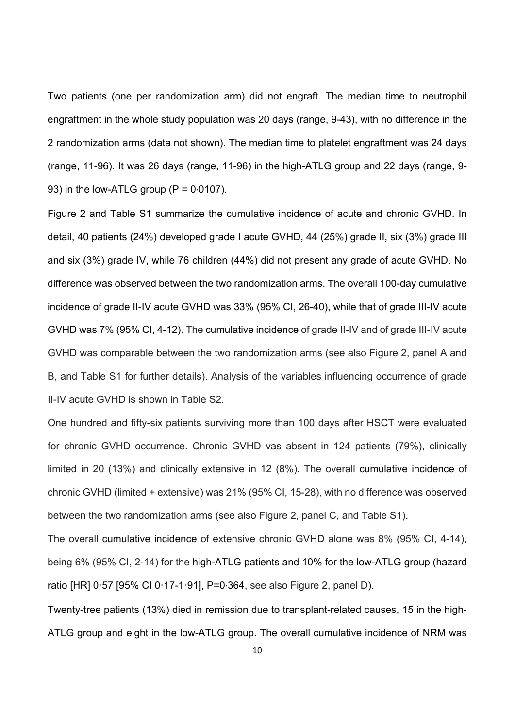Two patients (one per randomization arm) did not engraft. The median time to neutrophil engraftment in the whole study population was 20 days (range, 9-43), with no difference in the 2 randomization arms (data not shown). The median time to platelet engraftment was 24 days (range, 11-96). It was 26 days (range, 11-96) in the high-ATLG group and 22 days (range, 9-93) in the low-ATLG group (P = 0·0107).

Figure 2 and Table S1 summarize the cumulative incidence of acute and chronic GVHD. In detail, 40 patients (24%) developed grade I acute GVHD, 44 (25%) grade II, six (3%) grade III and six (3%) grade IV, while 76 children (44%) did not present any grade of acute GVHD. No difference was observed between the two randomization arms. The overall 100-day cumulative incidence of grade II-IV acute GVHD was 33% (95% CI, 26-40), while that of grade III-IV acute GVHD was 7% (95% CI, 4-12). The cumulative incidence of grade II-IV and of grade III-IV acute GVHD was comparable between the two randomization arms (see also Figure 2, panel A and B, and Table S1 for further details). Analysis of the variables influencing occurrence of grade II-IV acute GVHD is shown in Table S2.

One hundred and fifty-six patients surviving more than 100 days after HSCT were evaluated for chronic GVHD occurrence. Chronic GVHD vas absent in 124 patients (79%), clinically limited in 20 (13%) and clinically extensive in 12 (8%). The overall cumulative incidence of chronic GVHD (limited + extensive) was 21% (95% CI, 15-28), with no difference was observed between the two randomization arms (see also Figure 2, panel C, and Table S1).

The overall cumulative incidence of extensive chronic GVHD alone was 8% (95% CI, 4-14), being 6% (95% CI, 2-14) for the high-ATLG patients and 10% for the low-ATLG group (hazard ratio [HR] 0·57 [95% CI 0·17-1·91], P=0·364, see also Figure 2, panel D).

Twenty-tree patients (13%) died in remission due to transplant-related causes, 15 in the high-ATLG group and eight in the low-ATLG group. The overall cumulative incidence of NRM was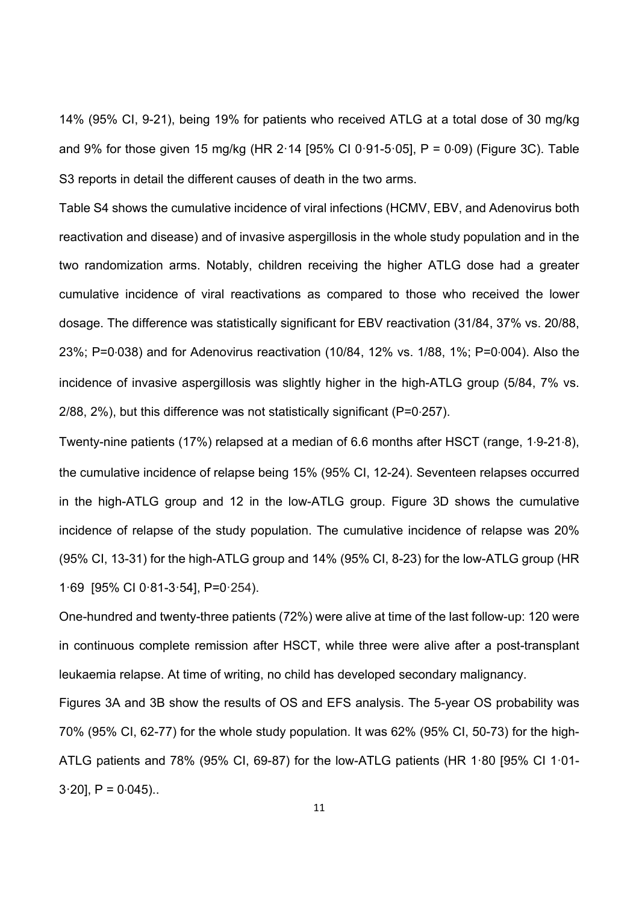14% (95% CI, 9-21), being 19% for patients who received ATLG at a total dose of 30 mg/kg and 9% for those given 15 mg/kg (HR 2·14 [95% CI 0·91-5·05], P = 0·09) (Figure 3C). Table S3 reports in detail the different causes of death in the two arms.

Table S4 shows the cumulative incidence of viral infections (HCMV, EBV, and Adenovirus both reactivation and disease) and of invasive aspergillosis in the whole study population and in the two randomization arms. Notably, children receiving the higher ATLG dose had a greater cumulative incidence of viral reactivations as compared to those who received the lower dosage. The difference was statistically significant for EBV reactivation (31/84, 37% vs. 20/88, 23%; P=0·038) and for Adenovirus reactivation (10/84, 12% vs. 1/88, 1%; P=0·004). Also the incidence of invasive aspergillosis was slightly higher in the high-ATLG group (5/84, 7% vs. 2/88, 2%), but this difference was not statistically significant (P=0·257).

Twenty-nine patients (17%) relapsed at a median of 6.6 months after HSCT (range, 1·9-21·8), the cumulative incidence of relapse being 15% (95% CI, 12-24). Seventeen relapses occurred in the high-ATLG group and 12 in the low-ATLG group. Figure 3D shows the cumulative incidence of relapse of the study population. The cumulative incidence of relapse was 20% (95% CI, 13-31) for the high-ATLG group and 14% (95% CI, 8-23) for the low-ATLG group (HR 1·69 [95% CI 0·81-3·54], P=0·254).

One-hundred and twenty-three patients (72%) were alive at time of the last follow-up: 120 were in continuous complete remission after HSCT, while three were alive after a post-transplant leukaemia relapse. At time of writing, no child has developed secondary malignancy.

Figures 3A and 3B show the results of OS and EFS analysis. The 5-year OS probability was 70% (95% CI, 62-77) for the whole study population. It was 62% (95% CI, 50-73) for the high-ATLG patients and 78% (95% CI, 69-87) for the low-ATLG patients (HR 1·80 [95% CI 1·01-3·20], P = 0·045)..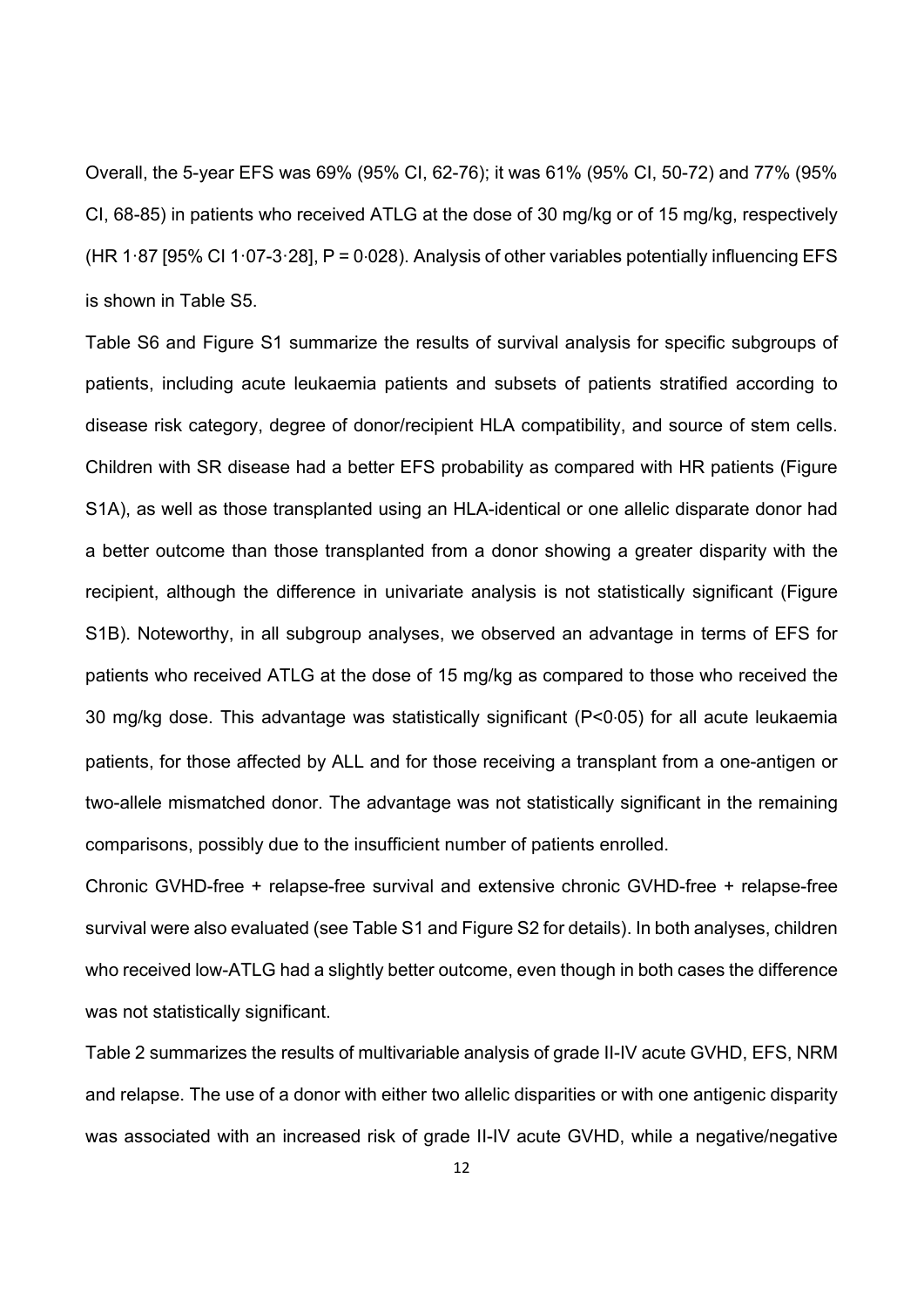Overall, the 5-year EFS was 69% (95% CI, 62-76); it was 61% (95% CI, 50-72) and 77% (95% CI, 68-85) in patients who received ATLG at the dose of 30 mg/kg or of 15 mg/kg, respectively (HR 1·87 [95% CI 1·07-3·28], P = 0·028). Analysis of other variables potentially influencing EFS is shown in Table S5.

Table S6 and Figure S1 summarize the results of survival analysis for specific subgroups of patients, including acute leukaemia patients and subsets of patients stratified according to disease risk category, degree of donor/recipient HLA compatibility, and source of stem cells. Children with SR disease had a better EFS probability as compared with HR patients (Figure S1A), as well as those transplanted using an HLA-identical or one allelic disparate donor had a better outcome than those transplanted from a donor showing a greater disparity with the recipient, although the difference in univariate analysis is not statistically significant (Figure S1B). Noteworthy, in all subgroup analyses, we observed an advantage in terms of EFS for patients who received ATLG at the dose of 15 mg/kg as compared to those who received the 30 mg/kg dose. This advantage was statistically significant (P<0·05) for all acute leukaemia patients, for those affected by ALL and for those receiving a transplant from a one-antigen or two-allele mismatched donor. The advantage was not statistically significant in the remaining comparisons, possibly due to the insufficient number of patients enrolled.

Chronic GVHD-free + relapse-free survival and extensive chronic GVHD-free + relapse-free survival were also evaluated (see Table S1 and Figure S2 for details). In both analyses, children who received low-ATLG had a slightly better outcome, even though in both cases the difference was not statistically significant.

Table 2 summarizes the results of multivariable analysis of grade II-IV acute GVHD, EFS, NRM and relapse. The use of a donor with either two allelic disparities or with one antigenic disparity was associated with an increased risk of grade II-IV acute GVHD, while a negative/negative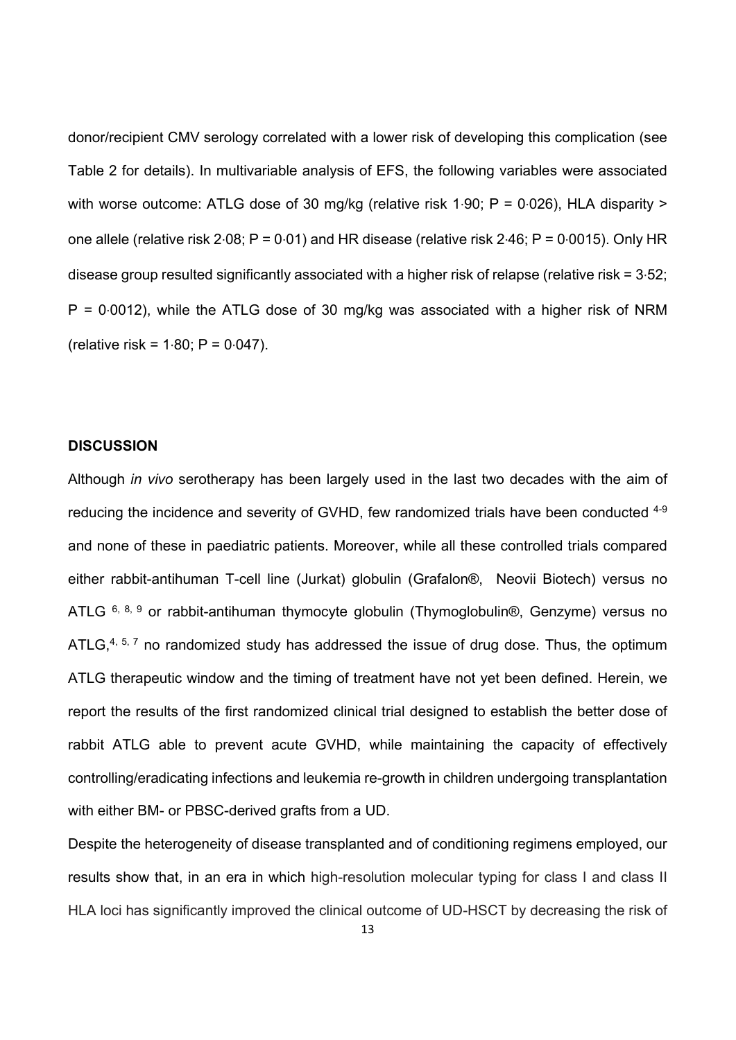donor/recipient CMV serology correlated with a lower risk of developing this complication (see Table 2 for details). In multivariable analysis of EFS, the following variables were associated with worse outcome: ATLG dose of 30 mg/kg (relative risk 1·90; P = 0·026), HLA disparity > one allele (relative risk 2·08; P = 0·01) and HR disease (relative risk 2·46; P = 0·0015). Only HR disease group resulted significantly associated with a higher risk of relapse (relative risk = 3·52; P = 0·0012), while the ATLG dose of 30 mg/kg was associated with a higher risk of NRM (relative risk = 1·80; P = 0·047).

## DISCUSSION

Although *in vivo* serotherapy has been largely used in the last two decades with the aim of reducing the incidence and severity of GVHD, few randomized trials have been conducted [4-9] and none of these in paediatric patients. Moreover, while all these controlled trials compared either rabbit-antihuman T-cell line (Jurkat) globulin (Grafalon®, Neovii Biotech) versus no ATLG [6, 8, 9] or rabbit-antihuman thymocyte globulin (Thymoglobulin®, Genzyme) versus no ATLG,[4, 5, 7] no randomized study has addressed the issue of drug dose. Thus, the optimum ATLG therapeutic window and the timing of treatment have not yet been defined. Herein, we report the results of the first randomized clinical trial designed to establish the better dose of rabbit ATLG able to prevent acute GVHD, while maintaining the capacity of effectively controlling/eradicating infections and leukemia re-growth in children undergoing transplantation with either BM- or PBSC-derived grafts from a UD.

Despite the heterogeneity of disease transplanted and of conditioning regimens employed, our results show that, in an era in which high-resolution molecular typing for class I and class II HLA loci has significantly improved the clinical outcome of UD-HSCT by decreasing the risk of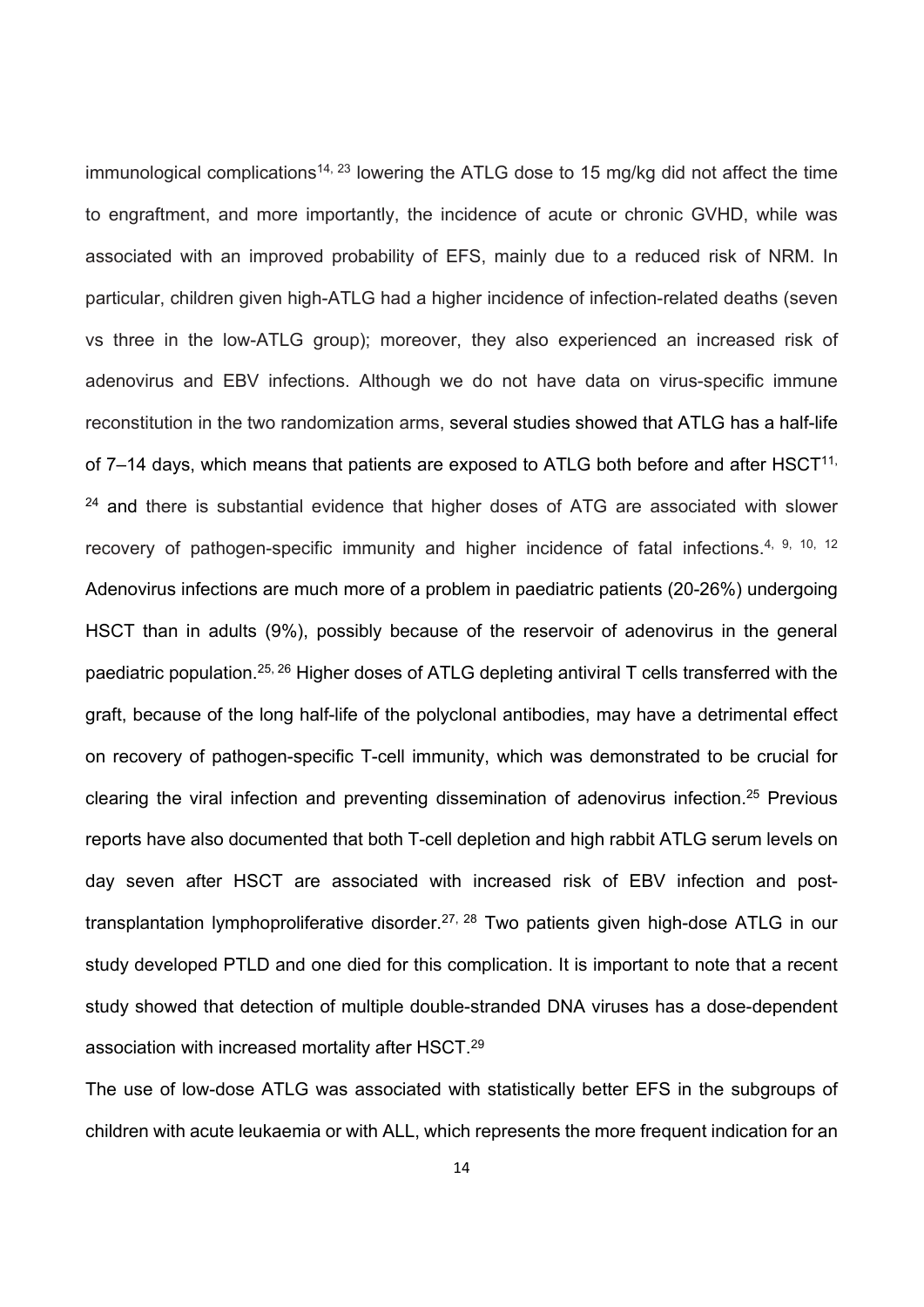immunological complications[14, 23] lowering the ATLG dose to 15 mg/kg did not affect the time to engraftment, and more importantly, the incidence of acute or chronic GVHD, while was associated with an improved probability of EFS, mainly due to a reduced risk of NRM. In particular, children given high-ATLG had a higher incidence of infection-related deaths (seven vs three in the low-ATLG group); moreover, they also experienced an increased risk of adenovirus and EBV infections. Although we do not have data on virus-specific immune reconstitution in the two randomization arms, several studies showed that ATLG has a half-life of 7–14 days, which means that patients are exposed to ATLG both before and after HSCT[11, 24] and there is substantial evidence that higher doses of ATG are associated with slower recovery of pathogen-specific immunity and higher incidence of fatal infections.[4, 9, 10, 12] Adenovirus infections are much more of a problem in paediatric patients (20-26%) undergoing HSCT than in adults (9%), possibly because of the reservoir of adenovirus in the general paediatric population.[25, 26] Higher doses of ATLG depleting antiviral T cells transferred with the graft, because of the long half-life of the polyclonal antibodies, may have a detrimental effect on recovery of pathogen-specific T-cell immunity, which was demonstrated to be crucial for clearing the viral infection and preventing dissemination of adenovirus infection.[25] Previous reports have also documented that both T-cell depletion and high rabbit ATLG serum levels on day seven after HSCT are associated with increased risk of EBV infection and post-transplantation lymphoproliferative disorder.[27, 28] Two patients given high-dose ATLG in our study developed PTLD and one died for this complication. It is important to note that a recent study showed that detection of multiple double-stranded DNA viruses has a dose-dependent association with increased mortality after HSCT.[29]

The use of low-dose ATLG was associated with statistically better EFS in the subgroups of children with acute leukaemia or with ALL, which represents the more frequent indication for an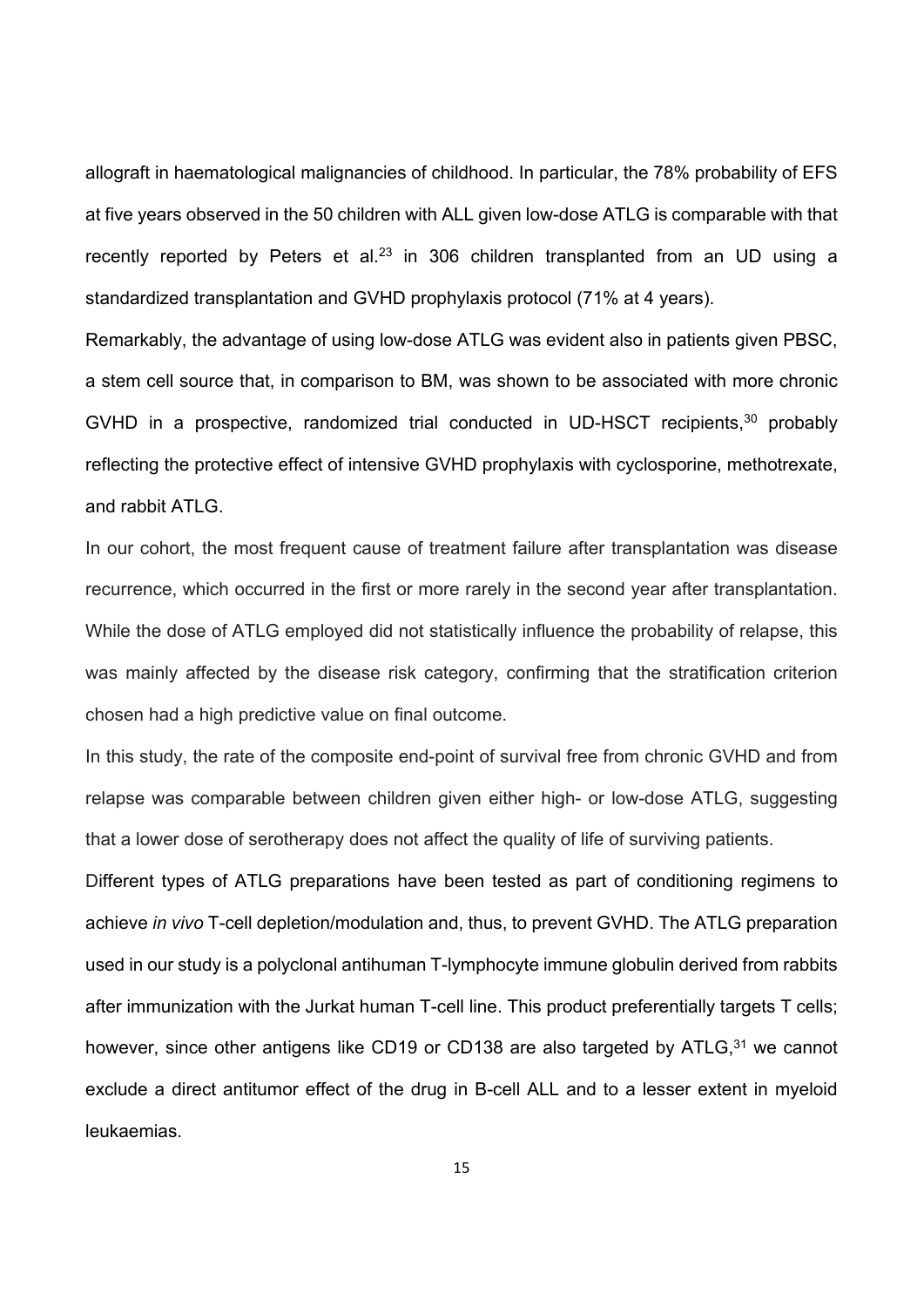allograft in haematological malignancies of childhood. In particular, the 78% probability of EFS at five years observed in the 50 children with ALL given low-dose ATLG is comparable with that recently reported by Peters et al.[23] in 306 children transplanted from an UD using a standardized transplantation and GVHD prophylaxis protocol (71% at 4 years).

Remarkably, the advantage of using low-dose ATLG was evident also in patients given PBSC, a stem cell source that, in comparison to BM, was shown to be associated with more chronic GVHD in a prospective, randomized trial conducted in UD-HSCT recipients,[30] probably reflecting the protective effect of intensive GVHD prophylaxis with cyclosporine, methotrexate, and rabbit ATLG.

In our cohort, the most frequent cause of treatment failure after transplantation was disease recurrence, which occurred in the first or more rarely in the second year after transplantation. While the dose of ATLG employed did not statistically influence the probability of relapse, this was mainly affected by the disease risk category, confirming that the stratification criterion chosen had a high predictive value on final outcome.

In this study, the rate of the composite end-point of survival free from chronic GVHD and from relapse was comparable between children given either high- or low-dose ATLG, suggesting that a lower dose of serotherapy does not affect the quality of life of surviving patients.

Different types of ATLG preparations have been tested as part of conditioning regimens to achieve *in vivo* T-cell depletion/modulation and, thus, to prevent GVHD. The ATLG preparation used in our study is a polyclonal antihuman T-lymphocyte immune globulin derived from rabbits after immunization with the Jurkat human T-cell line. This product preferentially targets T cells; however, since other antigens like CD19 or CD138 are also targeted by ATLG,[31] we cannot exclude a direct antitumor effect of the drug in B-cell ALL and to a lesser extent in myeloid leukaemias.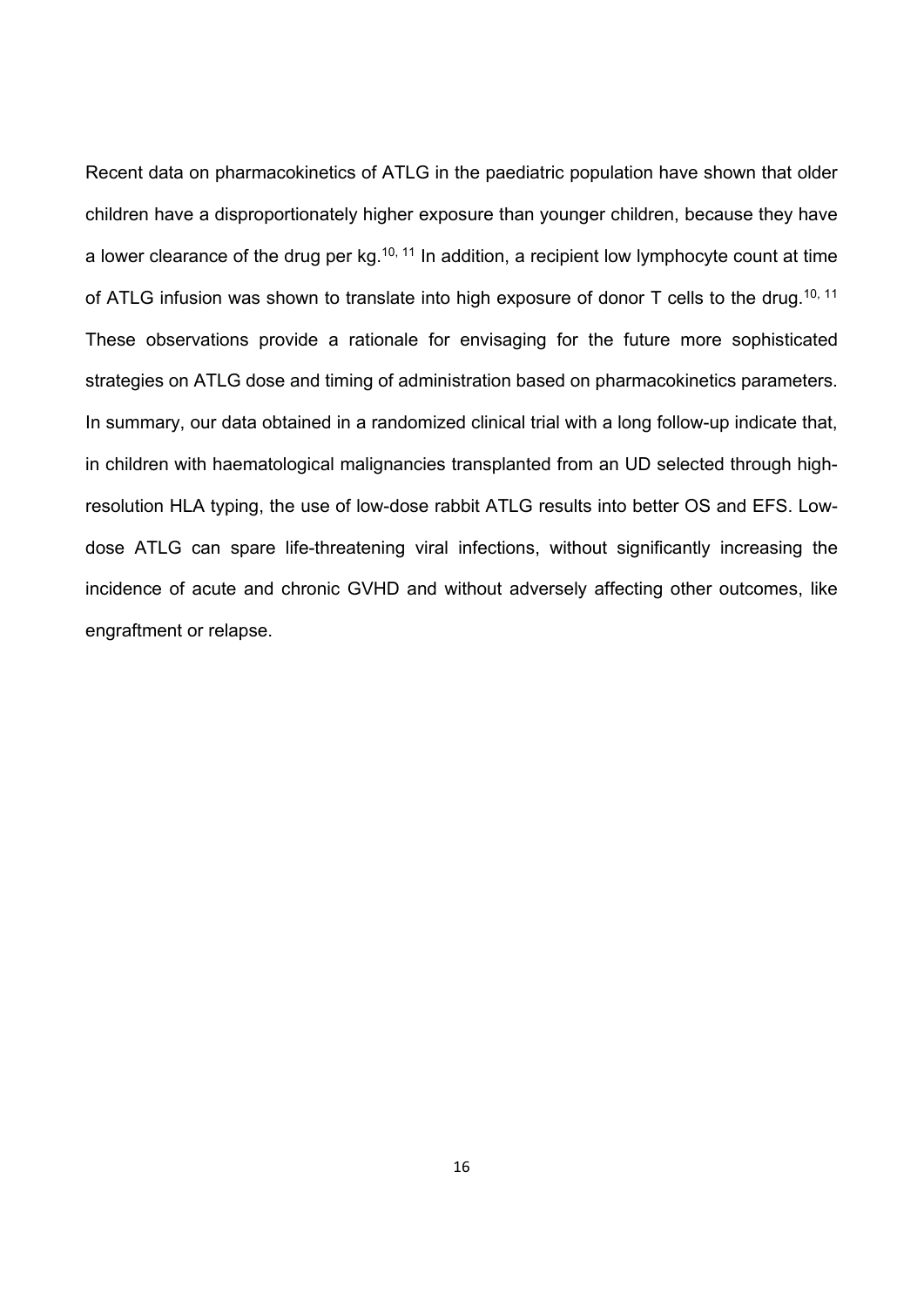Recent data on pharmacokinetics of ATLG in the paediatric population have shown that older children have a disproportionately higher exposure than younger children, because they have a lower clearance of the drug per kg.[10, 11] In addition, a recipient low lymphocyte count at time of ATLG infusion was shown to translate into high exposure of donor T cells to the drug.[10, 11] These observations provide a rationale for envisaging for the future more sophisticated strategies on ATLG dose and timing of administration based on pharmacokinetics parameters. In summary, our data obtained in a randomized clinical trial with a long follow-up indicate that, in children with haematological malignancies transplanted from an UD selected through high-resolution HLA typing, the use of low-dose rabbit ATLG results into better OS and EFS. Low-dose ATLG can spare life-threatening viral infections, without significantly increasing the incidence of acute and chronic GVHD and without adversely affecting other outcomes, like engraftment or relapse.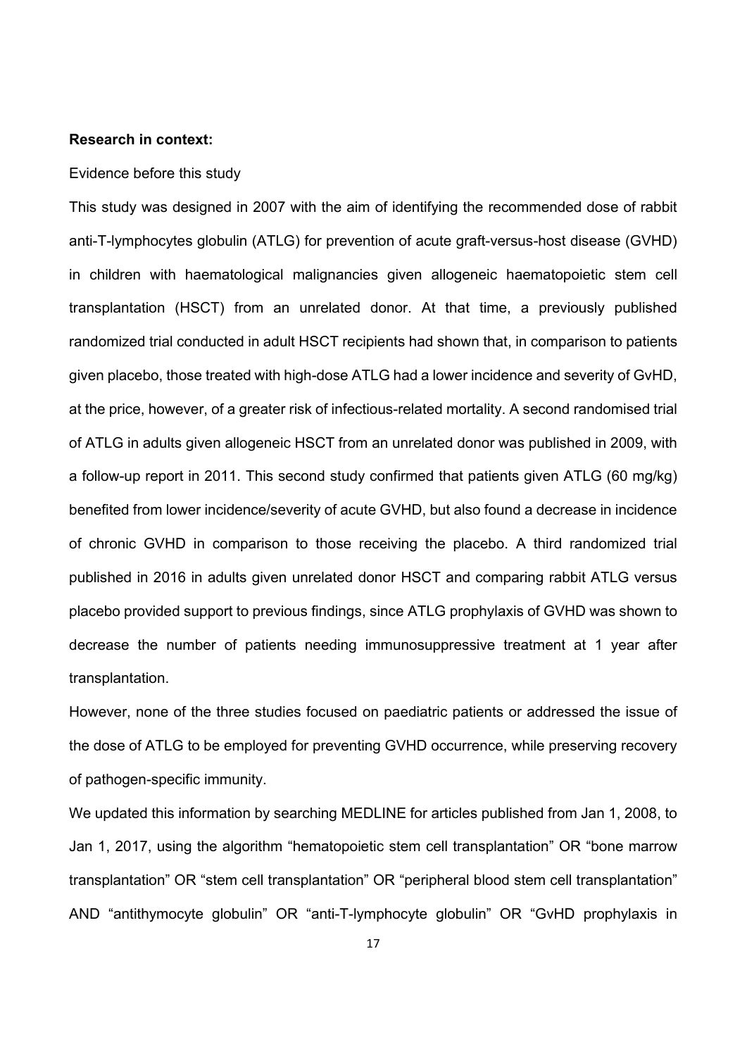**Research in context:**

Evidence before this study

This study was designed in 2007 with the aim of identifying the recommended dose of rabbit anti-T-lymphocytes globulin (ATLG) for prevention of acute graft-versus-host disease (GVHD) in children with haematological malignancies given allogeneic haematopoietic stem cell transplantation (HSCT) from an unrelated donor. At that time, a previously published randomized trial conducted in adult HSCT recipients had shown that, in comparison to patients given placebo, those treated with high-dose ATLG had a lower incidence and severity of GvHD, at the price, however, of a greater risk of infectious-related mortality. A second randomised trial of ATLG in adults given allogeneic HSCT from an unrelated donor was published in 2009, with a follow-up report in 2011. This second study confirmed that patients given ATLG (60 mg/kg) benefited from lower incidence/severity of acute GVHD, but also found a decrease in incidence of chronic GVHD in comparison to those receiving the placebo. A third randomized trial published in 2016 in adults given unrelated donor HSCT and comparing rabbit ATLG versus placebo provided support to previous findings, since ATLG prophylaxis of GVHD was shown to decrease the number of patients needing immunosuppressive treatment at 1 year after transplantation.

However, none of the three studies focused on paediatric patients or addressed the issue of the dose of ATLG to be employed for preventing GVHD occurrence, while preserving recovery of pathogen-specific immunity.

We updated this information by searching MEDLINE for articles published from Jan 1, 2008, to Jan 1, 2017, using the algorithm "hematopoietic stem cell transplantation" OR "bone marrow transplantation" OR "stem cell transplantation" OR "peripheral blood stem cell transplantation" AND "antithymocyte globulin" OR "anti-T-lymphocyte globulin" OR "GvHD prophylaxis in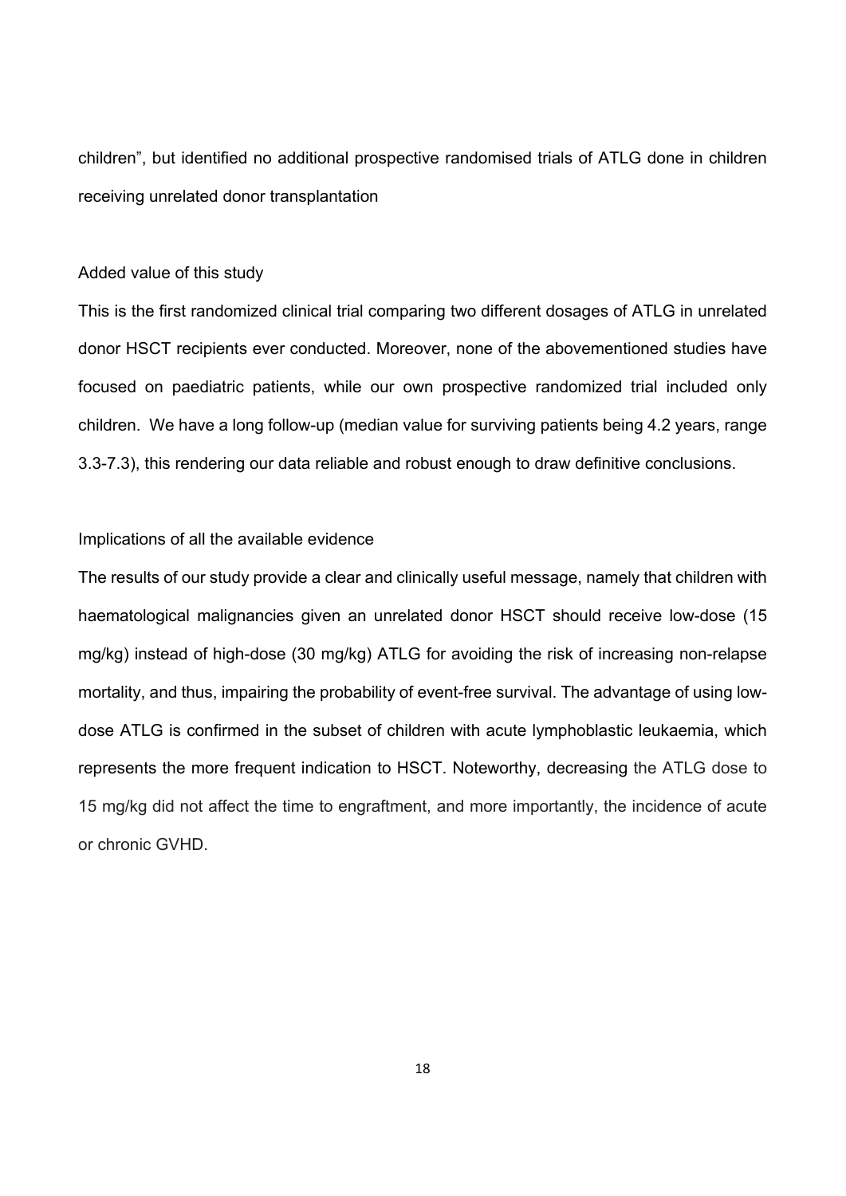children", but identified no additional prospective randomised trials of ATLG done in children receiving unrelated donor transplantation

Added value of this study

This is the first randomized clinical trial comparing two different dosages of ATLG in unrelated donor HSCT recipients ever conducted. Moreover, none of the abovementioned studies have focused on paediatric patients, while our own prospective randomized trial included only children. We have a long follow-up (median value for surviving patients being 4.2 years, range 3.3-7.3), this rendering our data reliable and robust enough to draw definitive conclusions.

Implications of all the available evidence

The results of our study provide a clear and clinically useful message, namely that children with haematological malignancies given an unrelated donor HSCT should receive low-dose (15 mg/kg) instead of high-dose (30 mg/kg) ATLG for avoiding the risk of increasing non-relapse mortality, and thus, impairing the probability of event-free survival. The advantage of using low-dose ATLG is confirmed in the subset of children with acute lymphoblastic leukaemia, which represents the more frequent indication to HSCT. Noteworthy, decreasing the ATLG dose to 15 mg/kg did not affect the time to engraftment, and more importantly, the incidence of acute or chronic GVHD.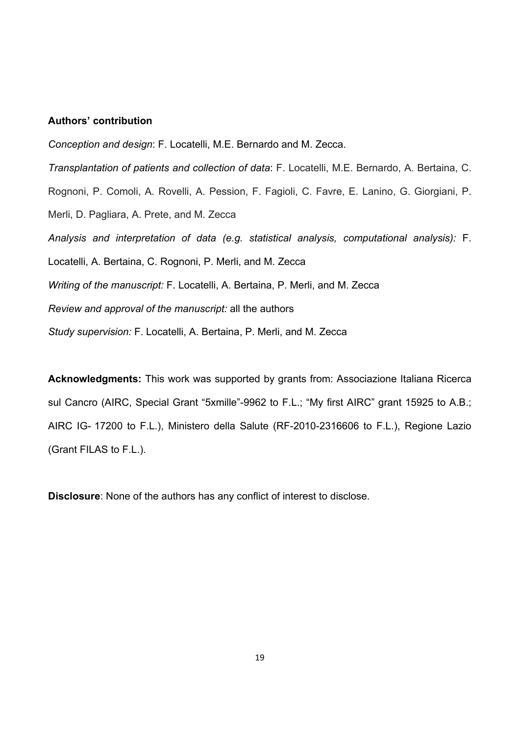**Authors' contribution**

*Conception and design*: F. Locatelli, M.E. Bernardo and M. Zecca.

*Transplantation of patients and collection of data*: F. Locatelli, M.E. Bernardo, A. Bertaina, C. Rognoni, P. Comoli, A. Rovelli, A. Pession, F. Fagioli, C. Favre, E. Lanino, G. Giorgiani, P. Merli, D. Pagliara, A. Prete, and M. Zecca

*Analysis and interpretation of data (e.g. statistical analysis, computational analysis):* F. Locatelli, A. Bertaina, C. Rognoni, P. Merli, and M. Zecca

*Writing of the manuscript:* F. Locatelli, A. Bertaina, P. Merli, and M. Zecca

*Review and approval of the manuscript:* all the authors

*Study supervision:* F. Locatelli, A. Bertaina, P. Merli, and M. Zecca

**Acknowledgments:** This work was supported by grants from: Associazione Italiana Ricerca sul Cancro (AIRC, Special Grant "5xmille"-9962 to F.L.; "My first AIRC" grant 15925 to A.B.; AIRC IG- 17200 to F.L.), Ministero della Salute (RF-2010-2316606 to F.L.), Regione Lazio (Grant FILAS to F.L.).

**Disclosure**: None of the authors has any conflict of interest to disclose.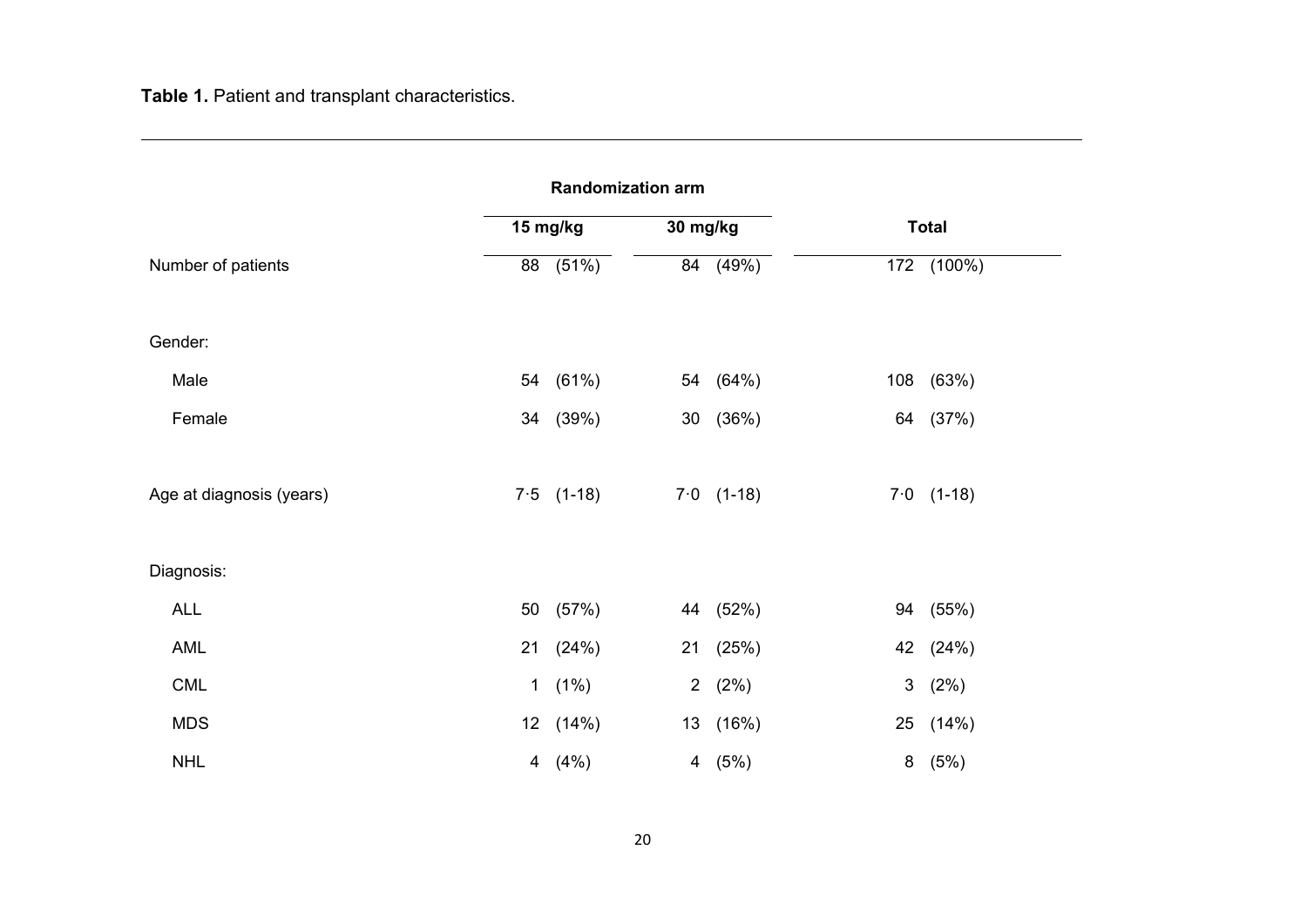**Table 1.** Patient and transplant characteristics.

| | Randomization arm | | Total |
|---|---|---|---|
| | 15 mg/kg | 30 mg/kg | |
| Number of patients | 88 (51%) | 84 (49%) | 172 (100%) |
| Gender: | | | |
| Male | 54 (61%) | 54 (64%) | 108 (63%) |
| Female | 34 (39%) | 30 (36%) | 64 (37%) |
| Age at diagnosis (years) | 7·5 (1-18) | 7·0 (1-18) | 7·0 (1-18) |
| Diagnosis: | | | |
| ALL | 50 (57%) | 44 (52%) | 94 (55%) |
| AML | 21 (24%) | 21 (25%) | 42 (24%) |
| CML | 1 (1%) | 2 (2%) | 3 (2%) |
| MDS | 12 (14%) | 13 (16%) | 25 (14%) |
| NHL | 4 (4%) | 4 (5%) | 8 (5%) |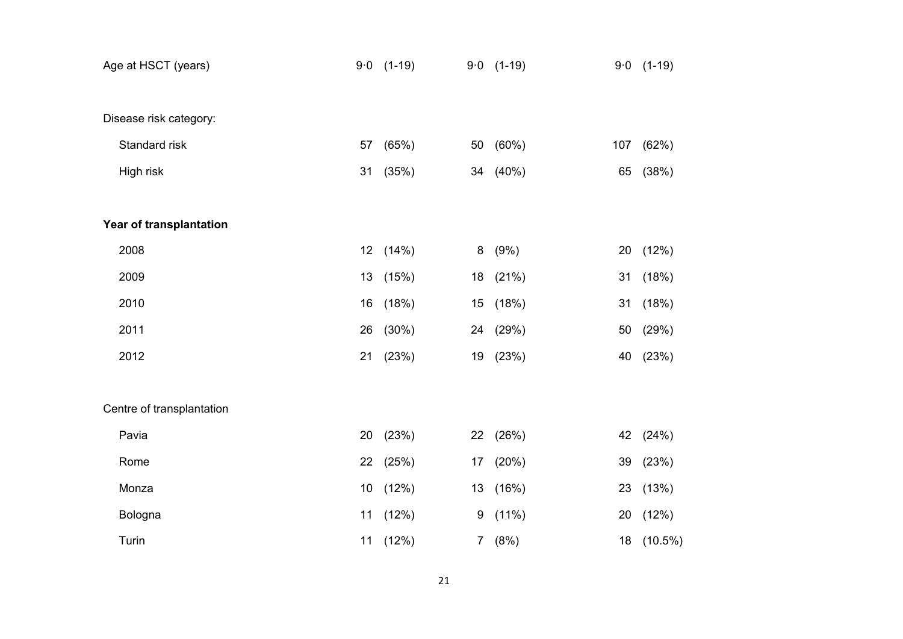| | | | | | | |
|---|---|---|---|---|---|---|
| Age at HSCT (years) | 9·0 | (1-19) | 9·0 | (1-19) | 9·0 | (1-19) |
| | | | | | | |
| Disease risk category: | | | | | | |
| Standard risk | 57 | (65%) | 50 | (60%) | 107 | (62%) |
| High risk | 31 | (35%) | 34 | (40%) | 65 | (38%) |
| | | | | | | |
| **Year of transplantation** | | | | | | |
| 2008 | 12 | (14%) | 8 | (9%) | 20 | (12%) |
| 2009 | 13 | (15%) | 18 | (21%) | 31 | (18%) |
| 2010 | 16 | (18%) | 15 | (18%) | 31 | (18%) |
| 2011 | 26 | (30%) | 24 | (29%) | 50 | (29%) |
| 2012 | 21 | (23%) | 19 | (23%) | 40 | (23%) |
| | | | | | | |
| Centre of transplantation | | | | | | |
| Pavia | 20 | (23%) | 22 | (26%) | 42 | (24%) |
| Rome | 22 | (25%) | 17 | (20%) | 39 | (23%) |
| Monza | 10 | (12%) | 13 | (16%) | 23 | (13%) |
| Bologna | 11 | (12%) | 9 | (11%) | 20 | (12%) |
| Turin | 11 | (12%) | 7 | (8%) | 18 | (10.5%) |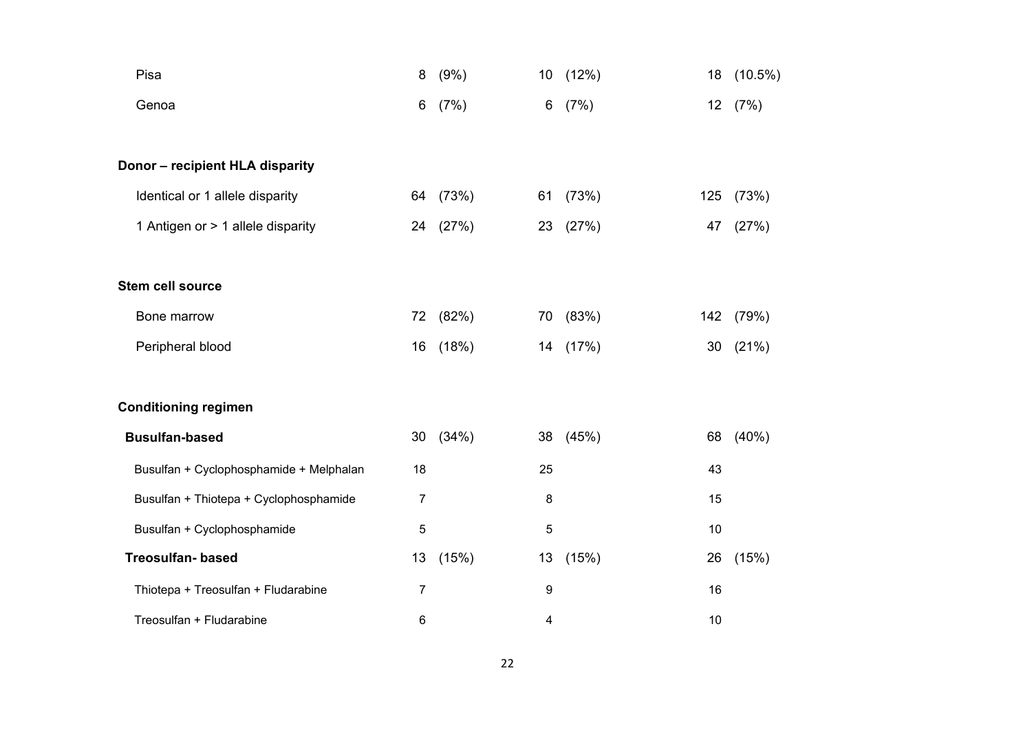| | | | | | | |
|---|---|---|---|---|---|---|
| Pisa | 8 | (9%) | 10 | (12%) | 18 | (10.5%) |
| Genoa | 6 | (7%) | 6 | (7%) | 12 | (7%) |
| | | | | | | |
| **Donor – recipient HLA disparity** | | | | | | |
| Identical or 1 allele disparity | 64 | (73%) | 61 | (73%) | 125 | (73%) |
| 1 Antigen or > 1 allele disparity | 24 | (27%) | 23 | (27%) | 47 | (27%) |
| | | | | | | |
| **Stem cell source** | | | | | | |
| Bone marrow | 72 | (82%) | 70 | (83%) | 142 | (79%) |
| Peripheral blood | 16 | (18%) | 14 | (17%) | 30 | (21%) |
| | | | | | | |
| **Conditioning regimen** | | | | | | |
| **Busulfan-based** | 30 | (34%) | 38 | (45%) | 68 | (40%) |
| Busulfan + Cyclophosphamide + Melphalan | 18 | | 25 | | 43 | |
| Busulfan + Thiotepa + Cyclophosphamide | 7 | | 8 | | 15 | |
| Busulfan + Cyclophosphamide | 5 | | 5 | | 10 | |
| **Treosulfan- based** | 13 | (15%) | 13 | (15%) | 26 | (15%) |
| Thiotepa + Treosulfan + Fludarabine | 7 | | 9 | | 16 | |
| Treosulfan + Fludarabine | 6 | | 4 | | 10 | |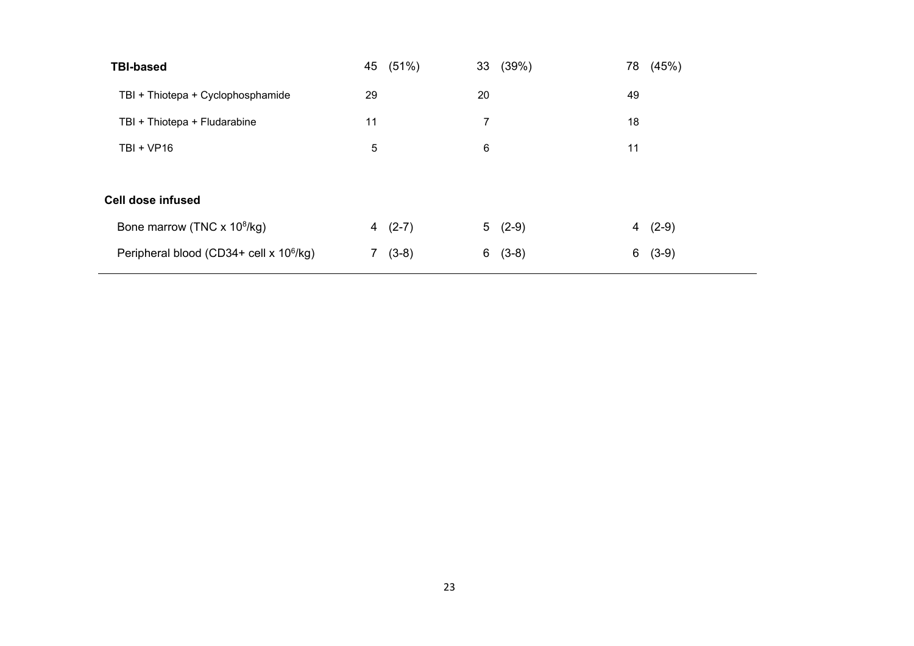| | | | | | | |
|---|---|---|---|---|---|---|
| **TBI-based** | 45 | (51%) | 33 | (39%) | 78 | (45%) |
| TBI + Thiotepa + Cyclophosphamide | 29 | | 20 | | 49 | |
| TBI + Thiotepa + Fludarabine | 11 | | 7 | | 18 | |
| TBI + VP16 | 5 | | 6 | | 11 | |
| | | | | | | |
| **Cell dose infused** | | | | | | |
| Bone marrow (TNC x $10^8$/kg) | 4 | (2-7) | 5 | (2-9) | 4 | (2-9) |
| Peripheral blood (CD34+ cell x $10^6$/kg) | 7 | (3-8) | 6 | (3-8) | 6 | (3-9) |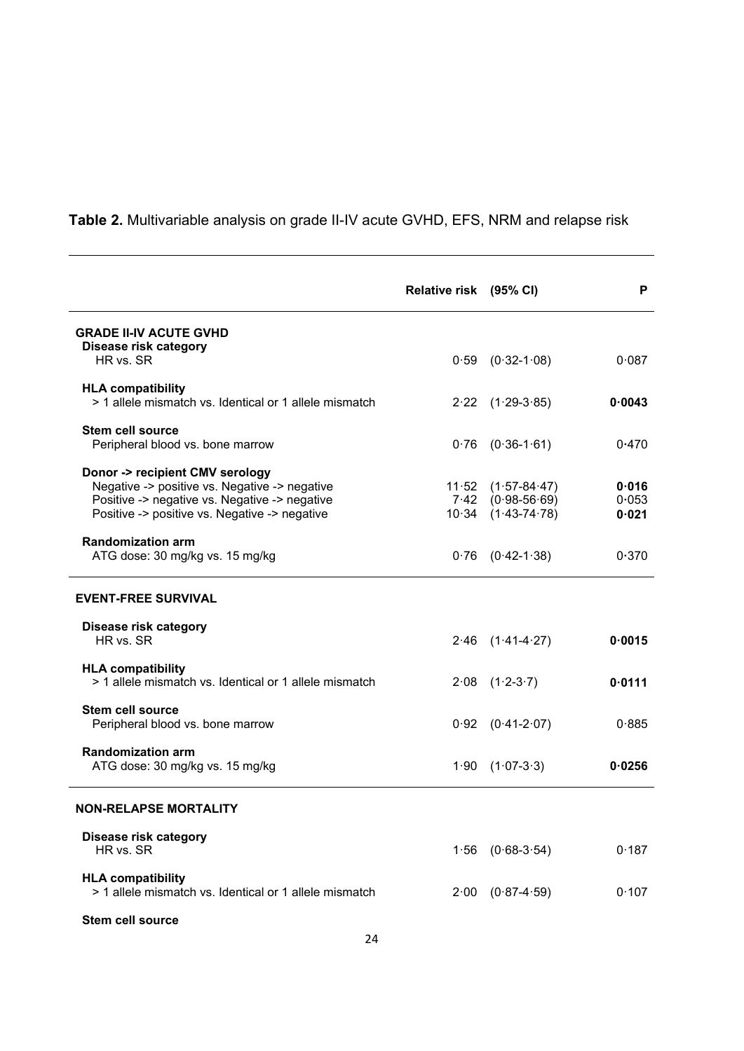**Table 2.** Multivariable analysis on grade II-IV acute GVHD, EFS, NRM and relapse risk

| | Relative risk | (95% CI) | P |
|---|---|---|---|
| **GRADE II-IV ACUTE GVHD** | | | |
| **Disease risk category** | | | |
| HR vs. SR | 0·59 | (0·32-1·08) | 0·087 |
| **HLA compatibility** | | | |
| > 1 allele mismatch vs. Identical or 1 allele mismatch | 2·22 | (1·29-3·85) | **0·0043** |
| **Stem cell source** | | | |
| Peripheral blood vs. bone marrow | 0·76 | (0·36-1·61) | 0·470 |
| **Donor -> recipient CMV serology** | | | |
| Negative -> positive vs. Negative -> negative | 11·52 | (1·57-84·47) | **0·016** |
| Positive -> negative vs. Negative -> negative | 7·42 | (0·98-56·69) | 0·053 |
| Positive -> positive vs. Negative -> negative | 10·34 | (1·43-74·78) | **0·021** |
| **Randomization arm** | | | |
| ATG dose: 30 mg/kg vs. 15 mg/kg | 0·76 | (0·42-1·38) | 0·370 |
| **EVENT-FREE SURVIVAL** | | | |
| **Disease risk category** | | | |
| HR vs. SR | 2·46 | (1·41-4·27) | **0·0015** |
| **HLA compatibility** | | | |
| > 1 allele mismatch vs. Identical or 1 allele mismatch | 2·08 | (1·2-3·7) | **0·0111** |
| **Stem cell source** | | | |
| Peripheral blood vs. bone marrow | 0·92 | (0·41-2·07) | 0·885 |
| **Randomization arm** | | | |
| ATG dose: 30 mg/kg vs. 15 mg/kg | 1·90 | (1·07-3·3) | **0·0256** |
| **NON-RELAPSE MORTALITY** | | | |
| **Disease risk category** | | | |
| HR vs. SR | 1·56 | (0·68-3·54) | 0·187 |
| **HLA compatibility** | | | |
| > 1 allele mismatch vs. Identical or 1 allele mismatch | 2·00 | (0·87-4·59) | 0·107 |
| **Stem cell source** | | | |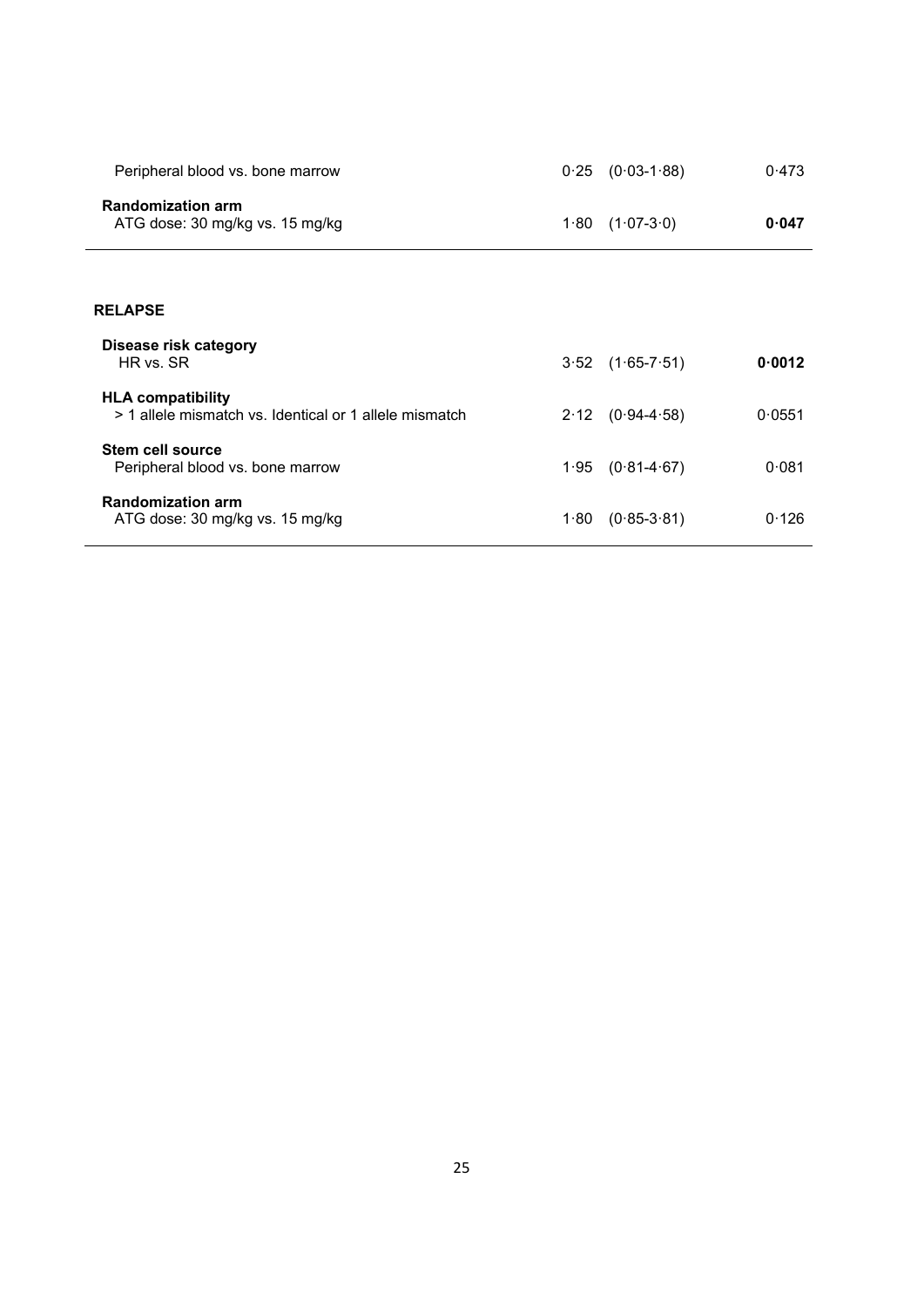| | | | |
|---|---|---|---|
| Peripheral blood vs. bone marrow | 0·25 | (0·03-1·88) | 0·473 |
| **Randomization arm** | | | |
| ATG dose: 30 mg/kg vs. 15 mg/kg | 1·80 | (1·07-3·0) | **0·047** |

**RELAPSE**

| | | | |
|---|---|---|---|
| **Disease risk category** | | | |
| HR vs. SR | 3·52 | (1·65-7·51) | **0·0012** |
| **HLA compatibility** | | | |
| > 1 allele mismatch vs. Identical or 1 allele mismatch | 2·12 | (0·94-4·58) | 0·0551 |
| **Stem cell source** | | | |
| Peripheral blood vs. bone marrow | 1·95 | (0·81-4·67) | 0·081 |
| **Randomization arm** | | | |
| ATG dose: 30 mg/kg vs. 15 mg/kg | 1·80 | (0·85-3·81) | 0·126 |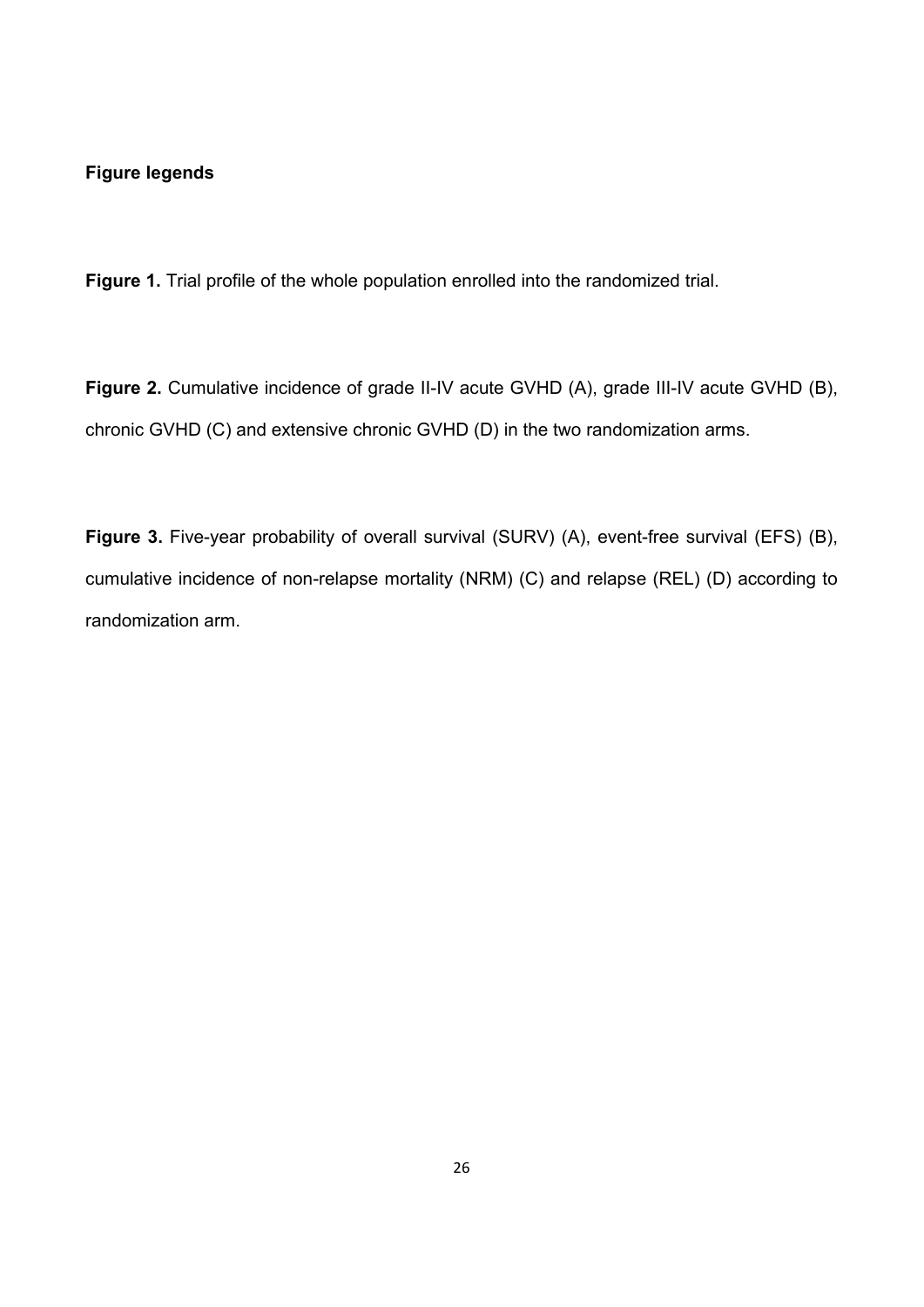**Figure legends**

**Figure 1.** Trial profile of the whole population enrolled into the randomized trial.

**Figure 2.** Cumulative incidence of grade II-IV acute GVHD (A), grade III-IV acute GVHD (B), chronic GVHD (C) and extensive chronic GVHD (D) in the two randomization arms.

**Figure 3.** Five-year probability of overall survival (SURV) (A), event-free survival (EFS) (B), cumulative incidence of non-relapse mortality (NRM) (C) and relapse (REL) (D) according to randomization arm.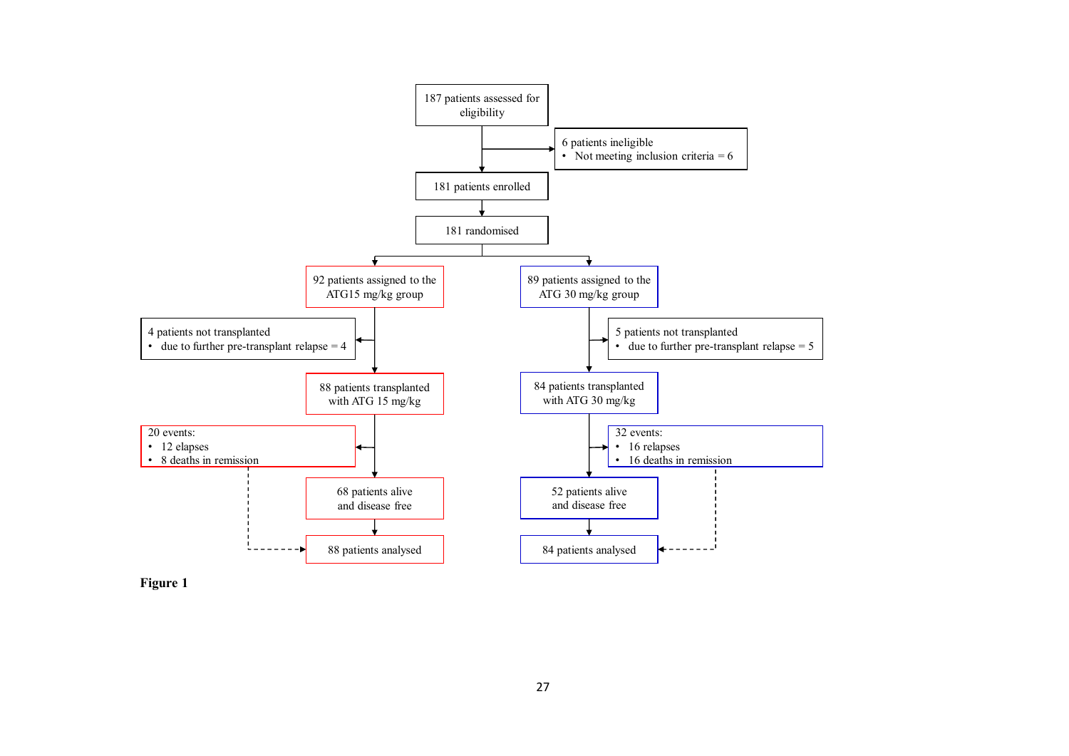187 patients assessed for eligibility

6 patients ineligible
- Not meeting inclusion criteria = 6

181 patients enrolled

181 randomised

92 patients assigned to the ATG15 mg/kg group

4 patients not transplanted
- due to further pre-transplant relapse = 4

88 patients transplanted with ATG 15 mg/kg

20 events:
- 12 elapses
- 8 deaths in remission

68 patients alive and disease free

88 patients analysed

89 patients assigned to the ATG 30 mg/kg group

5 patients not transplanted
- due to further pre-transplant relapse = 5

84 patients transplanted with ATG 30 mg/kg

32 events:
- 16 relapses
- 16 deaths in remission

52 patients alive and disease free

84 patients analysed

**Figure 1**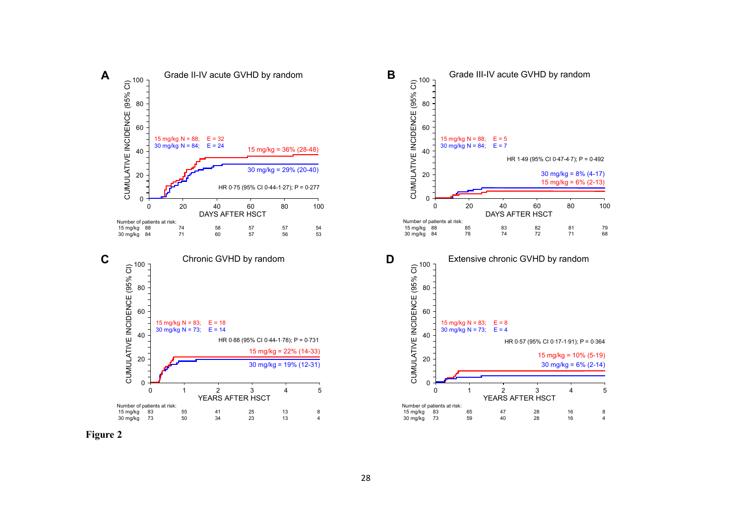**A** Grade II-IV acute GVHD by random

15 mg/kg N = 88; E = 32
30 mg/kg N = 84; E = 24

15 mg/kg = 36% (28-48)
30 mg/kg = 29% (20-40)

HR 0·75 (95% CI 0·44-1·27); P = 0·277

DAYS AFTER HSCT

| Number of patients at risk: | 0 | 20 | 40 | 60 | 80 | 100 |
|---|---|---|---|---|---|---|
| 15 mg/kg | 88 | 74 | 58 | 57 | 57 | 54 |
| 30 mg/kg | 84 | 71 | 60 | 57 | 56 | 53 |

**B** Grade III-IV acute GVHD by random

15 mg/kg N = 88; E = 5
30 mg/kg N = 84; E = 7

HR 1·49 (95% CI 0·47-4·7); P = 0·492

30 mg/kg = 8% (4-17)
15 mg/kg = 6% (2-13)

DAYS AFTER HSCT

| Number of patients at risk: | 0 | 20 | 40 | 60 | 80 | 100 |
|---|---|---|---|---|---|---|
| 15 mg/kg | 88 | 85 | 83 | 82 | 81 | 79 |
| 30 mg/kg | 84 | 78 | 74 | 72 | 71 | 68 |

**C** Chronic GVHD by random

15 mg/kg N = 83; E = 18
30 mg/kg N = 73; E = 14

HR 0·88 (95% CI 0·44-1·78); P = 0·731

15 mg/kg = 22% (14-33)
30 mg/kg = 19% (12-31)

YEARS AFTER HSCT

| Number of patients at risk: | 0 | 1 | 2 | 3 | 4 | 5 |
|---|---|---|---|---|---|---|
| 15 mg/kg | 83 | 55 | 41 | 25 | 13 | 8 |
| 30 mg/kg | 73 | 50 | 34 | 23 | 13 | 4 |

**D** Extensive chronic GVHD by random

15 mg/kg N = 83; E = 8
30 mg/kg N = 73; E = 4

HR 0·57 (95% CI 0·17-1·91); P = 0·364

15 mg/kg = 10% (5-19)
30 mg/kg = 6% (2-14)

YEARS AFTER HSCT

| Number of patients at risk: | 0 | 1 | 2 | 3 | 4 | 5 |
|---|---|---|---|---|---|---|
| 15 mg/kg | 83 | 65 | 47 | 28 | 16 | 8 |
| 30 mg/kg | 73 | 59 | 40 | 28 | 16 | 4 |

**Figure 2**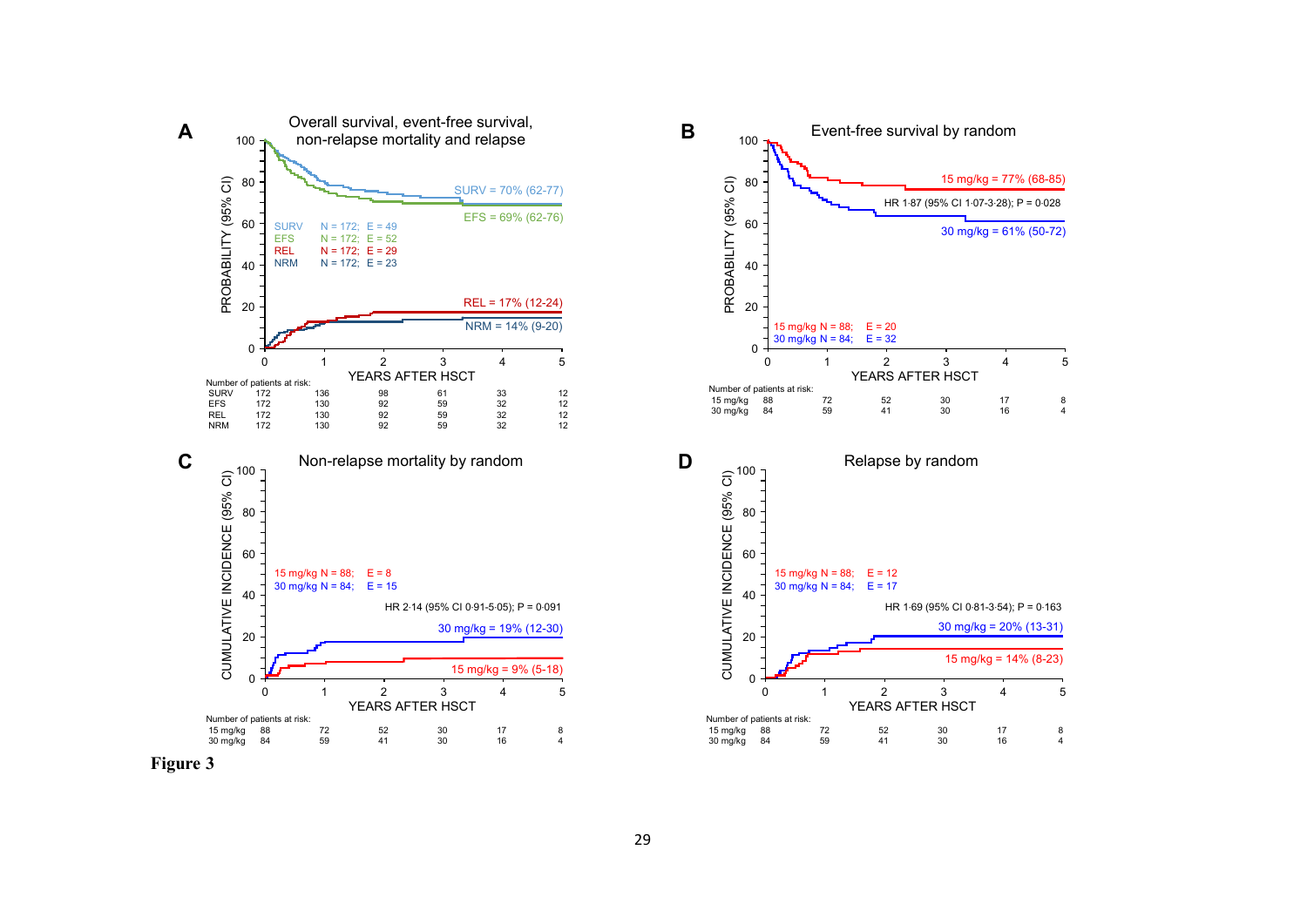**A** Overall survival, event-free survival, non-relapse mortality and relapse

PROBABILITY (95% CI)

SURV N = 172; E = 49
EFS N = 172; E = 52
REL N = 172; E = 29
NRM N = 172; E = 23

SURV = 70% (62-77)
EFS = 69% (62-76)
REL = 17% (12-24)
NRM = 14% (9-20)

YEARS AFTER HSCT

Number of patients at risk:

| | 0 | 1 | 2 | 3 | 4 | 5 |
|---|---|---|---|---|---|---|
| SURV | 172 | 136 | 98 | 61 | 33 | 12 |
| EFS | 172 | 130 | 92 | 59 | 32 | 12 |
| REL | 172 | 130 | 92 | 59 | 32 | 12 |
| NRM | 172 | 130 | 92 | 59 | 32 | 12 |

**B** Event-free survival by random

PROBABILITY (95% CI)

15 mg/kg = 77% (68-85)
HR 1·87 (95% CI 1·07-3·28); P = 0·028
30 mg/kg = 61% (50-72)

15 mg/kg N = 88; E = 20
30 mg/kg N = 84; E = 32

YEARS AFTER HSCT

Number of patients at risk:

| | 0 | 1 | 2 | 3 | 4 | 5 |
|---|---|---|---|---|---|---|
| 15 mg/kg | 88 | 72 | 52 | 30 | 17 | 8 |
| 30 mg/kg | 84 | 59 | 41 | 30 | 16 | 4 |

**C** Non-relapse mortality by random

CUMULATIVE INCIDENCE (95% CI)

15 mg/kg N = 88; E = 8
30 mg/kg N = 84; E = 15

HR 2·14 (95% CI 0·91-5·05); P = 0·091
30 mg/kg = 19% (12-30)
15 mg/kg = 9% (5-18)

YEARS AFTER HSCT

Number of patients at risk:

| | 0 | 1 | 2 | 3 | 4 | 5 |
|---|---|---|---|---|---|---|
| 15 mg/kg | 88 | 72 | 52 | 30 | 17 | 8 |
| 30 mg/kg | 84 | 59 | 41 | 30 | 16 | 4 |

**D** Relapse by random

CUMULATIVE INCIDENCE (95% CI)

15 mg/kg N = 88; E = 12
30 mg/kg N = 84; E = 17

HR 1·69 (95% CI 0·81-3·54); P = 0·163
30 mg/kg = 20% (13-31)
15 mg/kg = 14% (8-23)

YEARS AFTER HSCT

Number of patients at risk:

| | 0 | 1 | 2 | 3 | 4 | 5 |
|---|---|---|---|---|---|---|
| 15 mg/kg | 88 | 72 | 52 | 30 | 17 | 8 |
| 30 mg/kg | 84 | 59 | 41 | 30 | 16 | 4 |

**Figure 3**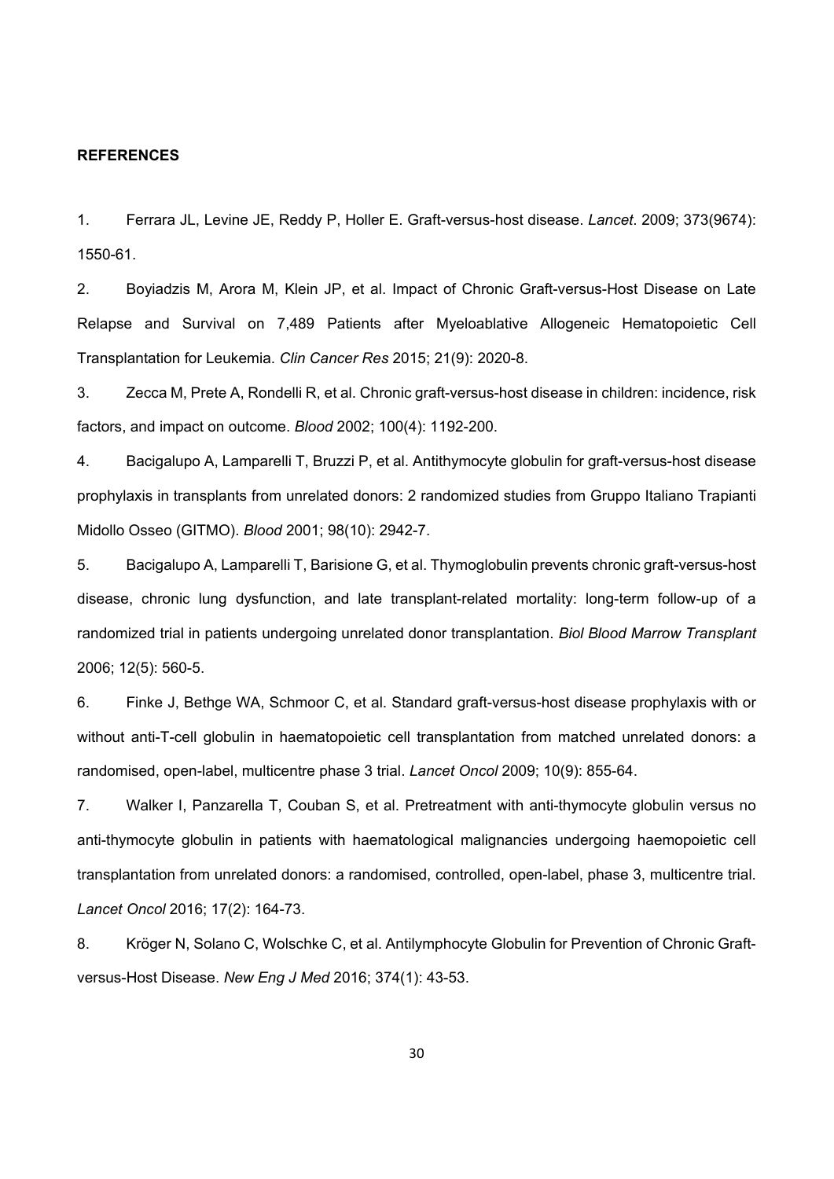**REFERENCES**

1. Ferrara JL, Levine JE, Reddy P, Holler E. Graft-versus-host disease. *Lancet*. 2009; 373(9674): 1550-61.

2. Boyiadzis M, Arora M, Klein JP, et al. Impact of Chronic Graft-versus-Host Disease on Late Relapse and Survival on 7,489 Patients after Myeloablative Allogeneic Hematopoietic Cell Transplantation for Leukemia. *Clin Cancer Res* 2015; 21(9): 2020-8.

3. Zecca M, Prete A, Rondelli R, et al. Chronic graft-versus-host disease in children: incidence, risk factors, and impact on outcome. *Blood* 2002; 100(4): 1192-200.

4. Bacigalupo A, Lamparelli T, Bruzzi P, et al. Antithymocyte globulin for graft-versus-host disease prophylaxis in transplants from unrelated donors: 2 randomized studies from Gruppo Italiano Trapianti Midollo Osseo (GITMO). *Blood* 2001; 98(10): 2942-7.

5. Bacigalupo A, Lamparelli T, Barisione G, et al. Thymoglobulin prevents chronic graft-versus-host disease, chronic lung dysfunction, and late transplant-related mortality: long-term follow-up of a randomized trial in patients undergoing unrelated donor transplantation. *Biol Blood Marrow Transplant* 2006; 12(5): 560-5.

6. Finke J, Bethge WA, Schmoor C, et al. Standard graft-versus-host disease prophylaxis with or without anti-T-cell globulin in haematopoietic cell transplantation from matched unrelated donors: a randomised, open-label, multicentre phase 3 trial. *Lancet Oncol* 2009; 10(9): 855-64.

7. Walker I, Panzarella T, Couban S, et al. Pretreatment with anti-thymocyte globulin versus no anti-thymocyte globulin in patients with haematological malignancies undergoing haemopoietic cell transplantation from unrelated donors: a randomised, controlled, open-label, phase 3, multicentre trial. *Lancet Oncol* 2016; 17(2): 164-73.

8. Kröger N, Solano C, Wolschke C, et al. Antilymphocyte Globulin for Prevention of Chronic Graft-versus-Host Disease. *New Eng J Med* 2016; 374(1): 43-53.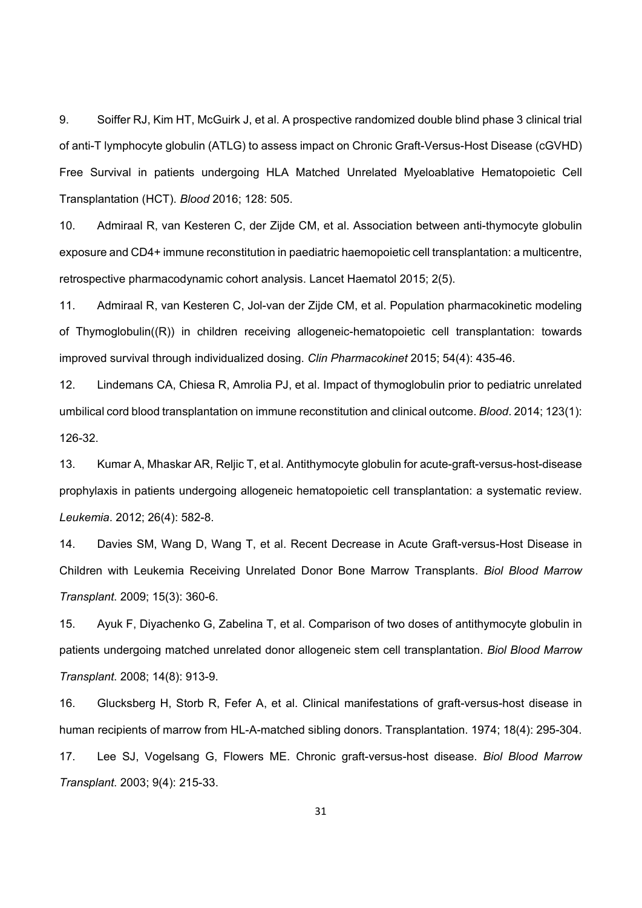9. Soiffer RJ, Kim HT, McGuirk J, et al. A prospective randomized double blind phase 3 clinical trial of anti-T lymphocyte globulin (ATLG) to assess impact on Chronic Graft-Versus-Host Disease (cGVHD) Free Survival in patients undergoing HLA Matched Unrelated Myeloablative Hematopoietic Cell Transplantation (HCT). *Blood* 2016; 128: 505.

10. Admiraal R, van Kesteren C, der Zijde CM, et al. Association between anti-thymocyte globulin exposure and CD4+ immune reconstitution in paediatric haemopoietic cell transplantation: a multicentre, retrospective pharmacodynamic cohort analysis. Lancet Haematol 2015; 2(5).

11. Admiraal R, van Kesteren C, Jol-van der Zijde CM, et al. Population pharmacokinetic modeling of Thymoglobulin((R)) in children receiving allogeneic-hematopoietic cell transplantation: towards improved survival through individualized dosing. *Clin Pharmacokinet* 2015; 54(4): 435-46.

12. Lindemans CA, Chiesa R, Amrolia PJ, et al. Impact of thymoglobulin prior to pediatric unrelated umbilical cord blood transplantation on immune reconstitution and clinical outcome. *Blood*. 2014; 123(1): 126-32.

13. Kumar A, Mhaskar AR, Reljic T, et al. Antithymocyte globulin for acute-graft-versus-host-disease prophylaxis in patients undergoing allogeneic hematopoietic cell transplantation: a systematic review. *Leukemia*. 2012; 26(4): 582-8.

14. Davies SM, Wang D, Wang T, et al. Recent Decrease in Acute Graft-versus-Host Disease in Children with Leukemia Receiving Unrelated Donor Bone Marrow Transplants. *Biol Blood Marrow Transplant*. 2009; 15(3): 360-6.

15. Ayuk F, Diyachenko G, Zabelina T, et al. Comparison of two doses of antithymocyte globulin in patients undergoing matched unrelated donor allogeneic stem cell transplantation. *Biol Blood Marrow Transplant*. 2008; 14(8): 913-9.

16. Glucksberg H, Storb R, Fefer A, et al. Clinical manifestations of graft-versus-host disease in human recipients of marrow from HL-A-matched sibling donors. Transplantation. 1974; 18(4): 295-304.

17. Lee SJ, Vogelsang G, Flowers ME. Chronic graft-versus-host disease. *Biol Blood Marrow Transplant*. 2003; 9(4): 215-33.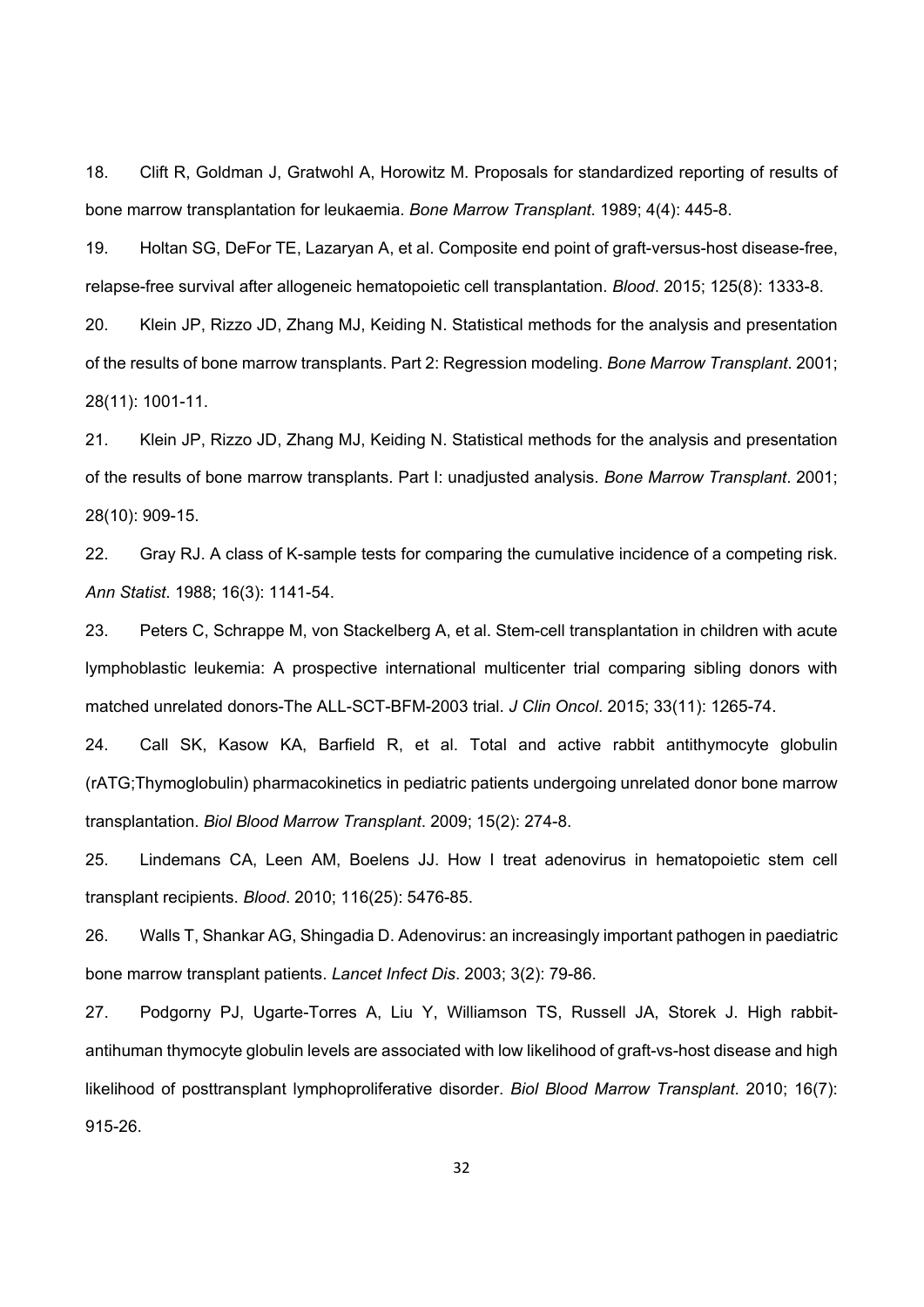18. Clift R, Goldman J, Gratwohl A, Horowitz M. Proposals for standardized reporting of results of bone marrow transplantation for leukaemia. *Bone Marrow Transplant*. 1989; 4(4): 445-8.

19. Holtan SG, DeFor TE, Lazaryan A, et al. Composite end point of graft-versus-host disease-free, relapse-free survival after allogeneic hematopoietic cell transplantation. *Blood*. 2015; 125(8): 1333-8.

20. Klein JP, Rizzo JD, Zhang MJ, Keiding N. Statistical methods for the analysis and presentation of the results of bone marrow transplants. Part 2: Regression modeling. *Bone Marrow Transplant*. 2001; 28(11): 1001-11.

21. Klein JP, Rizzo JD, Zhang MJ, Keiding N. Statistical methods for the analysis and presentation of the results of bone marrow transplants. Part I: unadjusted analysis. *Bone Marrow Transplant*. 2001; 28(10): 909-15.

22. Gray RJ. A class of K-sample tests for comparing the cumulative incidence of a competing risk. *Ann Statist*. 1988; 16(3): 1141-54.

23. Peters C, Schrappe M, von Stackelberg A, et al. Stem-cell transplantation in children with acute lymphoblastic leukemia: A prospective international multicenter trial comparing sibling donors with matched unrelated donors-The ALL-SCT-BFM-2003 trial. *J Clin Oncol*. 2015; 33(11): 1265-74.

24. Call SK, Kasow KA, Barfield R, et al. Total and active rabbit antithymocyte globulin (rATG;Thymoglobulin) pharmacokinetics in pediatric patients undergoing unrelated donor bone marrow transplantation. *Biol Blood Marrow Transplant*. 2009; 15(2): 274-8.

25. Lindemans CA, Leen AM, Boelens JJ. How I treat adenovirus in hematopoietic stem cell transplant recipients. *Blood*. 2010; 116(25): 5476-85.

26. Walls T, Shankar AG, Shingadia D. Adenovirus: an increasingly important pathogen in paediatric bone marrow transplant patients. *Lancet Infect Dis*. 2003; 3(2): 79-86.

27. Podgorny PJ, Ugarte-Torres A, Liu Y, Williamson TS, Russell JA, Storek J. High rabbit-antihuman thymocyte globulin levels are associated with low likelihood of graft-vs-host disease and high likelihood of posttransplant lymphoproliferative disorder. *Biol Blood Marrow Transplant*. 2010; 16(7): 915-26.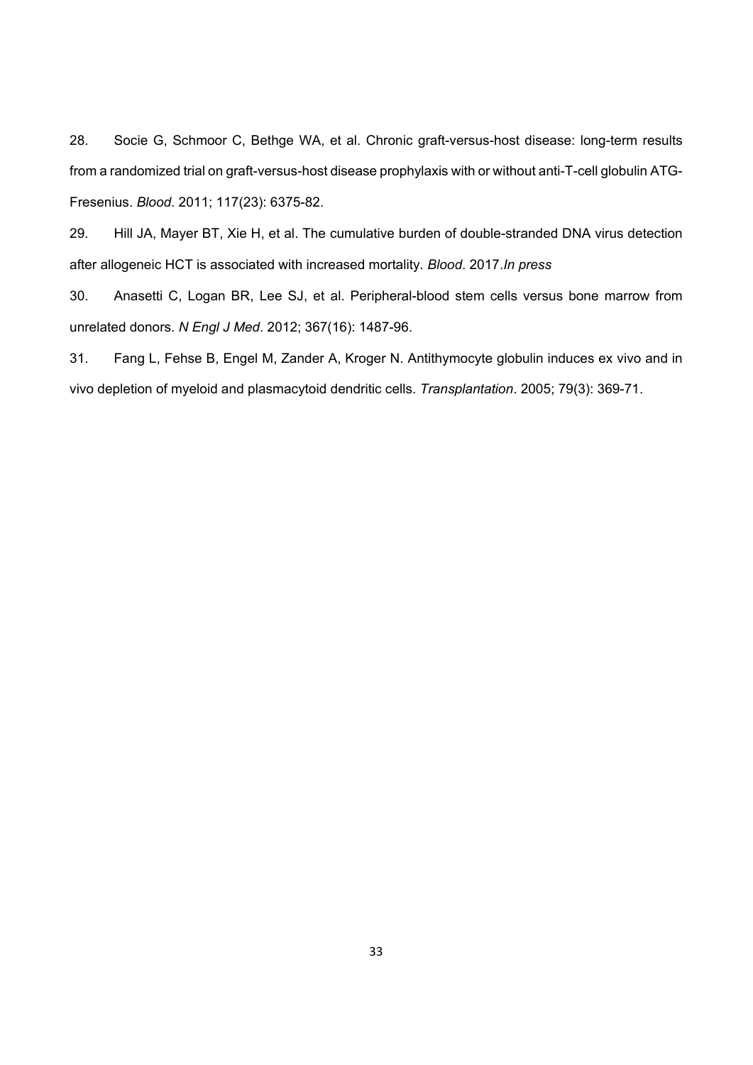28. Socie G, Schmoor C, Bethge WA, et al. Chronic graft-versus-host disease: long-term results from a randomized trial on graft-versus-host disease prophylaxis with or without anti-T-cell globulin ATG-Fresenius. *Blood*. 2011; 117(23): 6375-82.

29. Hill JA, Mayer BT, Xie H, et al. The cumulative burden of double-stranded DNA virus detection after allogeneic HCT is associated with increased mortality. *Blood*. 2017.*In press*

30. Anasetti C, Logan BR, Lee SJ, et al. Peripheral-blood stem cells versus bone marrow from unrelated donors. *N Engl J Med*. 2012; 367(16): 1487-96.

31. Fang L, Fehse B, Engel M, Zander A, Kroger N. Antithymocyte globulin induces ex vivo and in vivo depletion of myeloid and plasmacytoid dendritic cells. *Transplantation*. 2005; 79(3): 369-71.